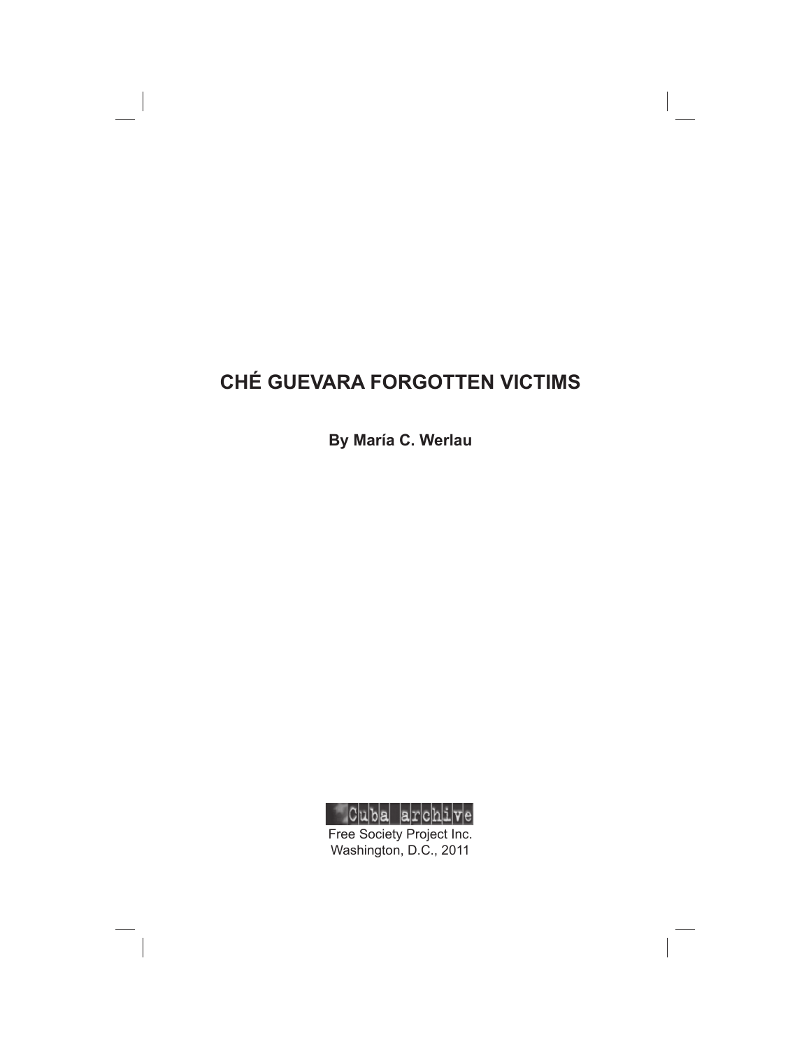# CHÉ GUEVARA FORGOTTEN VICTIMS

**By María C. Werlau**

Cuba archive

Free Society Project Inc.
Washington, D.C., 2011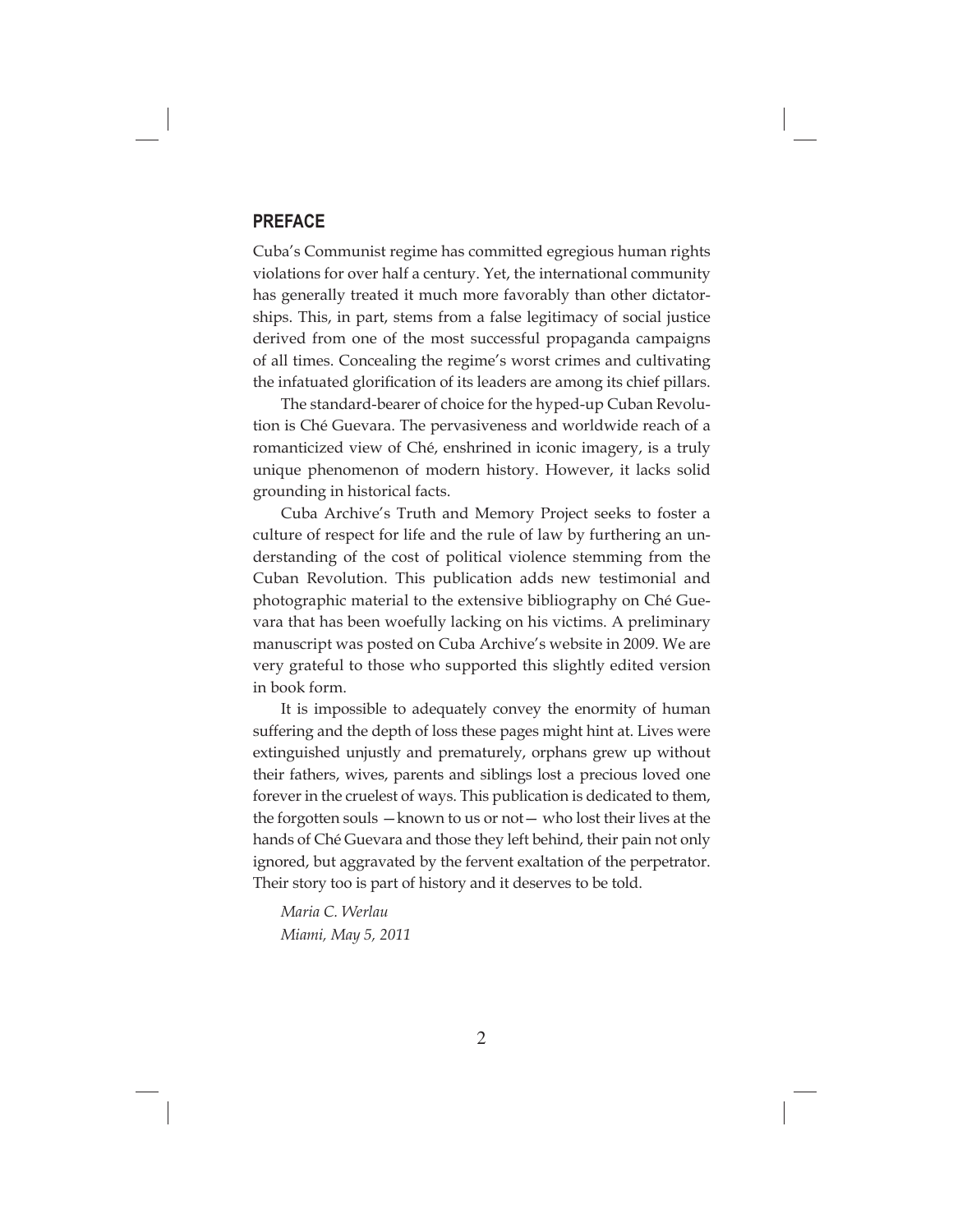## PREFACE

Cuba's Communist regime has committed egregious human rights violations for over half a century. Yet, the international community has generally treated it much more favorably than other dictatorships. This, in part, stems from a false legitimacy of social justice derived from one of the most successful propaganda campaigns of all times. Concealing the regime's worst crimes and cultivating the infatuated glorification of its leaders are among its chief pillars.

The standard-bearer of choice for the hyped-up Cuban Revolution is Ché Guevara. The pervasiveness and worldwide reach of a romanticized view of Ché, enshrined in iconic imagery, is a truly unique phenomenon of modern history. However, it lacks solid grounding in historical facts.

Cuba Archive's Truth and Memory Project seeks to foster a culture of respect for life and the rule of law by furthering an understanding of the cost of political violence stemming from the Cuban Revolution. This publication adds new testimonial and photographic material to the extensive bibliography on Ché Guevara that has been woefully lacking on his victims. A preliminary manuscript was posted on Cuba Archive's website in 2009. We are very grateful to those who supported this slightly edited version in book form.

It is impossible to adequately convey the enormity of human suffering and the depth of loss these pages might hint at. Lives were extinguished unjustly and prematurely, orphans grew up without their fathers, wives, parents and siblings lost a precious loved one forever in the cruelest of ways. This publication is dedicated to them, the forgotten souls —known to us or not— who lost their lives at the hands of Ché Guevara and those they left behind, their pain not only ignored, but aggravated by the fervent exaltation of the perpetrator. Their story too is part of history and it deserves to be told.

*Maria C. Werlau*
*Miami, May 5, 2011*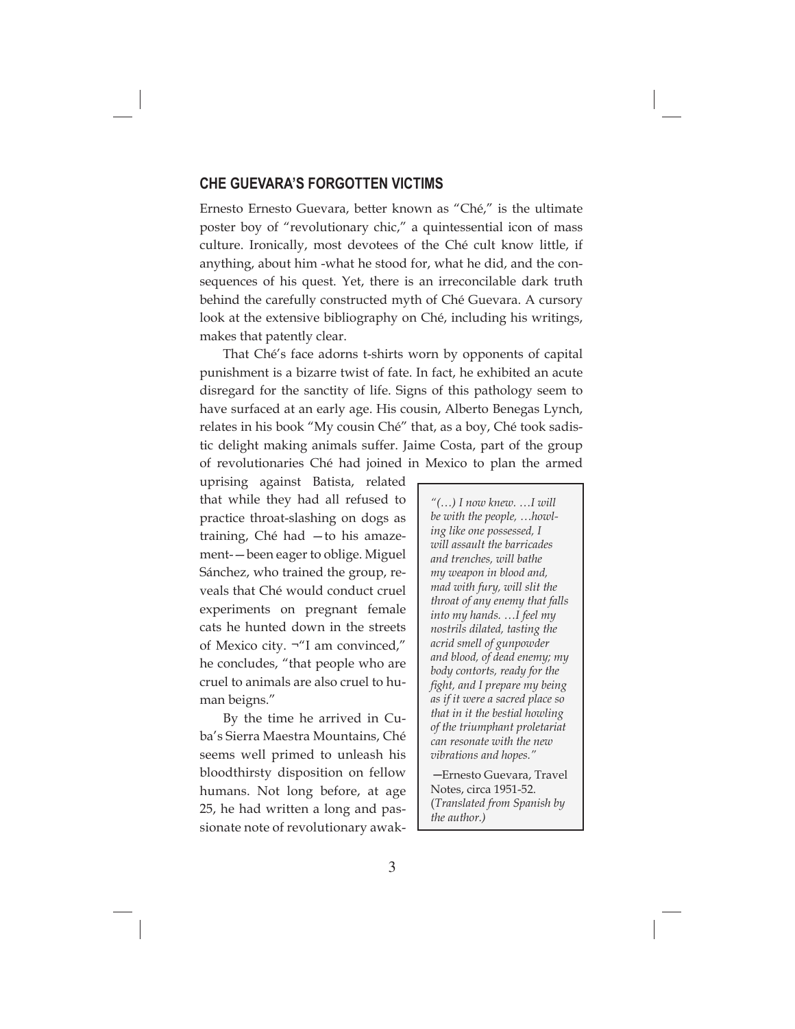## CHE GUEVARA'S FORGOTTEN VICTIMS

Ernesto Ernesto Guevara, better known as "Ché," is the ultimate poster boy of "revolutionary chic," a quintessential icon of mass culture. Ironically, most devotees of the Ché cult know little, if anything, about him -what he stood for, what he did, and the consequences of his quest. Yet, there is an irreconcilable dark truth behind the carefully constructed myth of Ché Guevara. A cursory look at the extensive bibliography on Ché, including his writings, makes that patently clear.

That Ché's face adorns t-shirts worn by opponents of capital punishment is a bizarre twist of fate. In fact, he exhibited an acute disregard for the sanctity of life. Signs of this pathology seem to have surfaced at an early age. His cousin, Alberto Benegas Lynch, relates in his book "My cousin Ché" that, as a boy, Ché took sadistic delight making animals suffer. Jaime Costa, part of the group of revolutionaries Ché had joined in Mexico to plan the armed uprising against Batista, related that while they had all refused to practice throat-slashing on dogs as training, Ché had —to his amazement-—been eager to oblige. Miguel Sánchez, who trained the group, reveals that Ché would conduct cruel experiments on pregnant female cats he hunted down in the streets of Mexico city. ¬"I am convinced," he concludes, "that people who are cruel to animals are also cruel to human beigns."

By the time he arrived in Cuba's Sierra Maestra Mountains, Ché seems well primed to unleash his bloodthirsty disposition on fellow humans. Not long before, at age 25, he had written a long and passionate note of revolutionary awak-

> *"(…) I now knew. …I will be with the people, …howling like one possessed, I will assault the barricades and trenches, will bathe my weapon in blood and, mad with fury, will slit the throat of any enemy that falls into my hands. …I feel my nostrils dilated, tasting the acrid smell of gunpowder and blood, of dead enemy; my body contorts, ready for the fight, and I prepare my being as if it were a sacred place so that in it the bestial howling of the triumphant proletariat can resonate with the new vibrations and hopes."*
>
> —Ernesto Guevara, Travel Notes, circa 1951-52. (*Translated from Spanish by the author.*)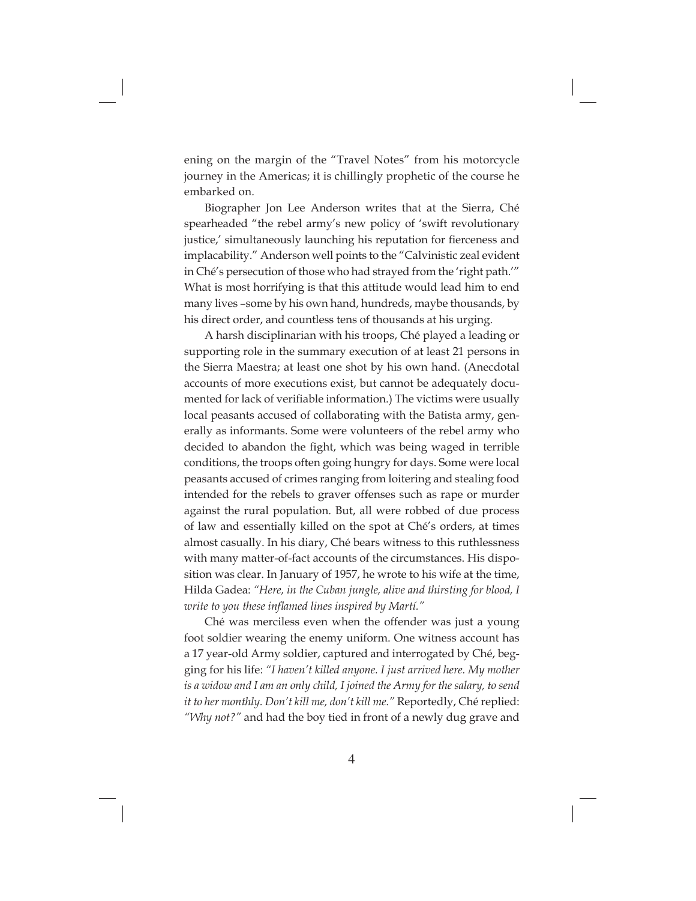ening on the margin of the "Travel Notes" from his motorcycle journey in the Americas; it is chillingly prophetic of the course he embarked on.

Biographer Jon Lee Anderson writes that at the Sierra, Ché spearheaded "the rebel army's new policy of 'swift revolutionary justice,' simultaneously launching his reputation for fierceness and implacability." Anderson well points to the "Calvinistic zeal evident in Ché's persecution of those who had strayed from the 'right path.'" What is most horrifying is that this attitude would lead him to end many lives –some by his own hand, hundreds, maybe thousands, by his direct order, and countless tens of thousands at his urging.

A harsh disciplinarian with his troops, Ché played a leading or supporting role in the summary execution of at least 21 persons in the Sierra Maestra; at least one shot by his own hand. (Anecdotal accounts of more executions exist, but cannot be adequately documented for lack of verifiable information.) The victims were usually local peasants accused of collaborating with the Batista army, generally as informants. Some were volunteers of the rebel army who decided to abandon the fight, which was being waged in terrible conditions, the troops often going hungry for days. Some were local peasants accused of crimes ranging from loitering and stealing food intended for the rebels to graver offenses such as rape or murder against the rural population. But, all were robbed of due process of law and essentially killed on the spot at Ché's orders, at times almost casually. In his diary, Ché bears witness to this ruthlessness with many matter-of-fact accounts of the circumstances. His disposition was clear. In January of 1957, he wrote to his wife at the time, Hilda Gadea: *"Here, in the Cuban jungle, alive and thirsting for blood, I write to you these inflamed lines inspired by Martí."*

Ché was merciless even when the offender was just a young foot soldier wearing the enemy uniform. One witness account has a 17 year-old Army soldier, captured and interrogated by Ché, begging for his life: *"I haven't killed anyone. I just arrived here. My mother is a widow and I am an only child, I joined the Army for the salary, to send it to her monthly. Don't kill me, don't kill me."* Reportedly, Ché replied: *"Why not?"* and had the boy tied in front of a newly dug grave and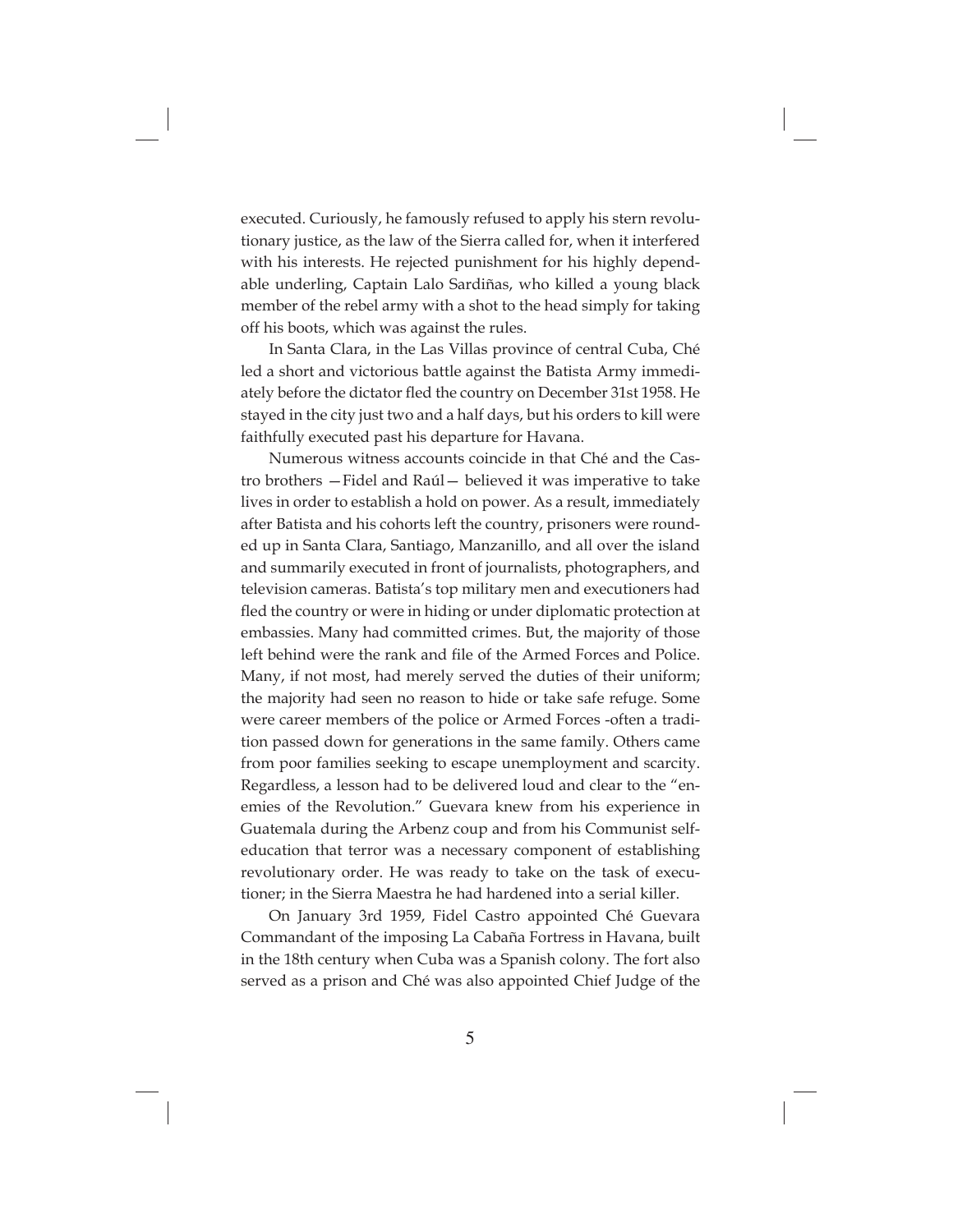executed. Curiously, he famously refused to apply his stern revolutionary justice, as the law of the Sierra called for, when it interfered with his interests. He rejected punishment for his highly dependable underling, Captain Lalo Sardiñas, who killed a young black member of the rebel army with a shot to the head simply for taking off his boots, which was against the rules.

In Santa Clara, in the Las Villas province of central Cuba, Ché led a short and victorious battle against the Batista Army immediately before the dictator fled the country on December 31st 1958. He stayed in the city just two and a half days, but his orders to kill were faithfully executed past his departure for Havana.

Numerous witness accounts coincide in that Ché and the Castro brothers —Fidel and Raúl— believed it was imperative to take lives in order to establish a hold on power. As a result, immediately after Batista and his cohorts left the country, prisoners were rounded up in Santa Clara, Santiago, Manzanillo, and all over the island and summarily executed in front of journalists, photographers, and television cameras. Batista's top military men and executioners had fled the country or were in hiding or under diplomatic protection at embassies. Many had committed crimes. But, the majority of those left behind were the rank and file of the Armed Forces and Police. Many, if not most, had merely served the duties of their uniform; the majority had seen no reason to hide or take safe refuge. Some were career members of the police or Armed Forces -often a tradition passed down for generations in the same family. Others came from poor families seeking to escape unemployment and scarcity. Regardless, a lesson had to be delivered loud and clear to the "enemies of the Revolution." Guevara knew from his experience in Guatemala during the Arbenz coup and from his Communist self-education that terror was a necessary component of establishing revolutionary order. He was ready to take on the task of executioner; in the Sierra Maestra he had hardened into a serial killer.

On January 3rd 1959, Fidel Castro appointed Ché Guevara Commandant of the imposing La Cabaña Fortress in Havana, built in the 18th century when Cuba was a Spanish colony. The fort also served as a prison and Ché was also appointed Chief Judge of the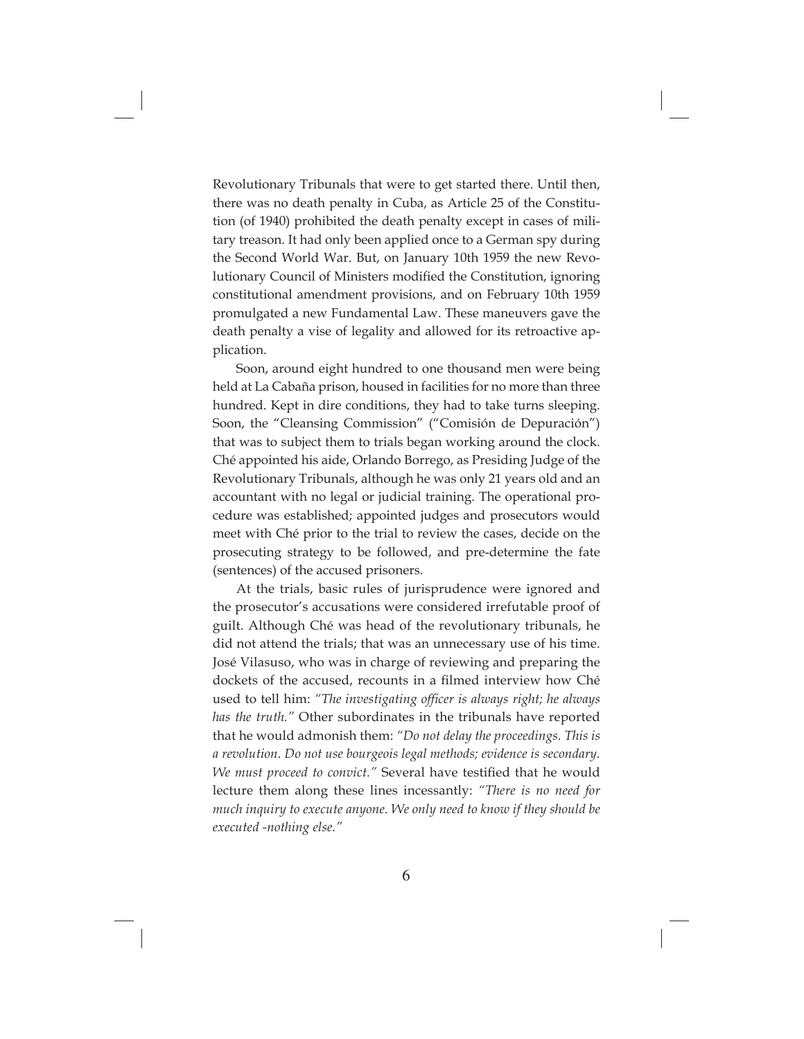Revolutionary Tribunals that were to get started there. Until then, there was no death penalty in Cuba, as Article 25 of the Constitution (of 1940) prohibited the death penalty except in cases of military treason. It had only been applied once to a German spy during the Second World War. But, on January 10th 1959 the new Revolutionary Council of Ministers modified the Constitution, ignoring constitutional amendment provisions, and on February 10th 1959 promulgated a new Fundamental Law. These maneuvers gave the death penalty a vise of legality and allowed for its retroactive application.

Soon, around eight hundred to one thousand men were being held at La Cabaña prison, housed in facilities for no more than three hundred. Kept in dire conditions, they had to take turns sleeping. Soon, the "Cleansing Commission" ("Comisión de Depuración") that was to subject them to trials began working around the clock. Ché appointed his aide, Orlando Borrego, as Presiding Judge of the Revolutionary Tribunals, although he was only 21 years old and an accountant with no legal or judicial training. The operational procedure was established; appointed judges and prosecutors would meet with Ché prior to the trial to review the cases, decide on the prosecuting strategy to be followed, and pre-determine the fate (sentences) of the accused prisoners.

At the trials, basic rules of jurisprudence were ignored and the prosecutor's accusations were considered irrefutable proof of guilt. Although Ché was head of the revolutionary tribunals, he did not attend the trials; that was an unnecessary use of his time. José Vilasuso, who was in charge of reviewing and preparing the dockets of the accused, recounts in a filmed interview how Ché used to tell him: *"The investigating officer is always right; he always has the truth."* Other subordinates in the tribunals have reported that he would admonish them: *"Do not delay the proceedings. This is a revolution. Do not use bourgeois legal methods; evidence is secondary. We must proceed to convict."* Several have testified that he would lecture them along these lines incessantly: *"There is no need for much inquiry to execute anyone. We only need to know if they should be executed -nothing else."*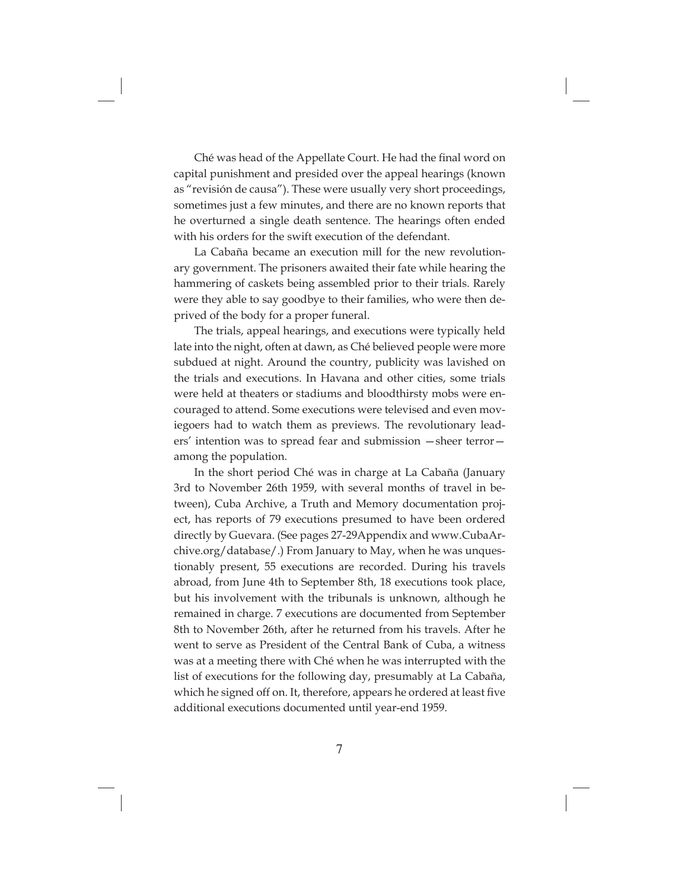Ché was head of the Appellate Court. He had the final word on capital punishment and presided over the appeal hearings (known as "revisión de causa"). These were usually very short proceedings, sometimes just a few minutes, and there are no known reports that he overturned a single death sentence. The hearings often ended with his orders for the swift execution of the defendant.

La Cabaña became an execution mill for the new revolutionary government. The prisoners awaited their fate while hearing the hammering of caskets being assembled prior to their trials. Rarely were they able to say goodbye to their families, who were then deprived of the body for a proper funeral.

The trials, appeal hearings, and executions were typically held late into the night, often at dawn, as Ché believed people were more subdued at night. Around the country, publicity was lavished on the trials and executions. In Havana and other cities, some trials were held at theaters or stadiums and bloodthirsty mobs were encouraged to attend. Some executions were televised and even moviegoers had to watch them as previews. The revolutionary leaders' intention was to spread fear and submission —sheer terror— among the population.

In the short period Ché was in charge at La Cabaña (January 3rd to November 26th 1959, with several months of travel in between), Cuba Archive, a Truth and Memory documentation project, has reports of 79 executions presumed to have been ordered directly by Guevara. (See pages 27-29Appendix and www.CubaArchive.org/database/.) From January to May, when he was unquestionably present, 55 executions are recorded. During his travels abroad, from June 4th to September 8th, 18 executions took place, but his involvement with the tribunals is unknown, although he remained in charge. 7 executions are documented from September 8th to November 26th, after he returned from his travels. After he went to serve as President of the Central Bank of Cuba, a witness was at a meeting there with Ché when he was interrupted with the list of executions for the following day, presumably at La Cabaña, which he signed off on. It, therefore, appears he ordered at least five additional executions documented until year-end 1959.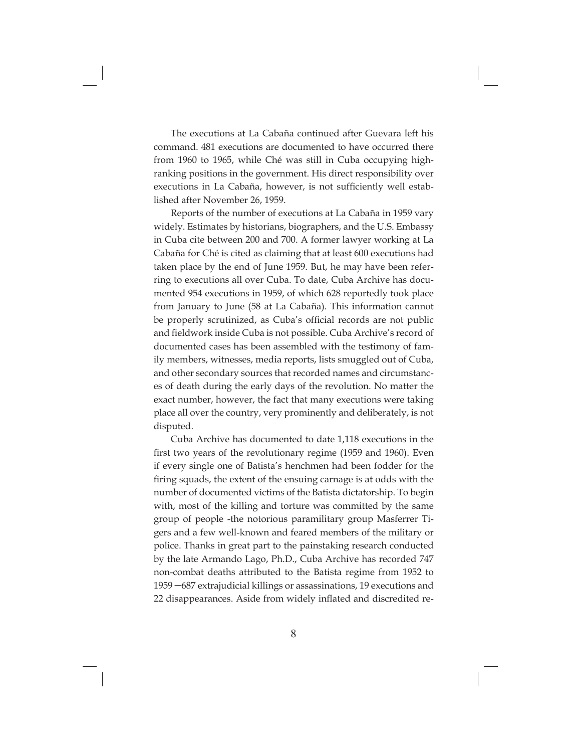The executions at La Cabaña continued after Guevara left his command. 481 executions are documented to have occurred there from 1960 to 1965, while Ché was still in Cuba occupying high-ranking positions in the government. His direct responsibility over executions in La Cabaña, however, is not sufficiently well established after November 26, 1959.

Reports of the number of executions at La Cabaña in 1959 vary widely. Estimates by historians, biographers, and the U.S. Embassy in Cuba cite between 200 and 700. A former lawyer working at La Cabaña for Ché is cited as claiming that at least 600 executions had taken place by the end of June 1959. But, he may have been referring to executions all over Cuba. To date, Cuba Archive has documented 954 executions in 1959, of which 628 reportedly took place from January to June (58 at La Cabaña). This information cannot be properly scrutinized, as Cuba's official records are not public and fieldwork inside Cuba is not possible. Cuba Archive's record of documented cases has been assembled with the testimony of family members, witnesses, media reports, lists smuggled out of Cuba, and other secondary sources that recorded names and circumstances of death during the early days of the revolution. No matter the exact number, however, the fact that many executions were taking place all over the country, very prominently and deliberately, is not disputed.

Cuba Archive has documented to date 1,118 executions in the first two years of the revolutionary regime (1959 and 1960). Even if every single one of Batista's henchmen had been fodder for the firing squads, the extent of the ensuing carnage is at odds with the number of documented victims of the Batista dictatorship. To begin with, most of the killing and torture was committed by the same group of people -the notorious paramilitary group Masferrer Tigers and a few well-known and feared members of the military or police. Thanks in great part to the painstaking research conducted by the late Armando Lago, Ph.D., Cuba Archive has recorded 747 non-combat deaths attributed to the Batista regime from 1952 to 1959 ─687 extrajudicial killings or assassinations, 19 executions and 22 disappearances. Aside from widely inflated and discredited re-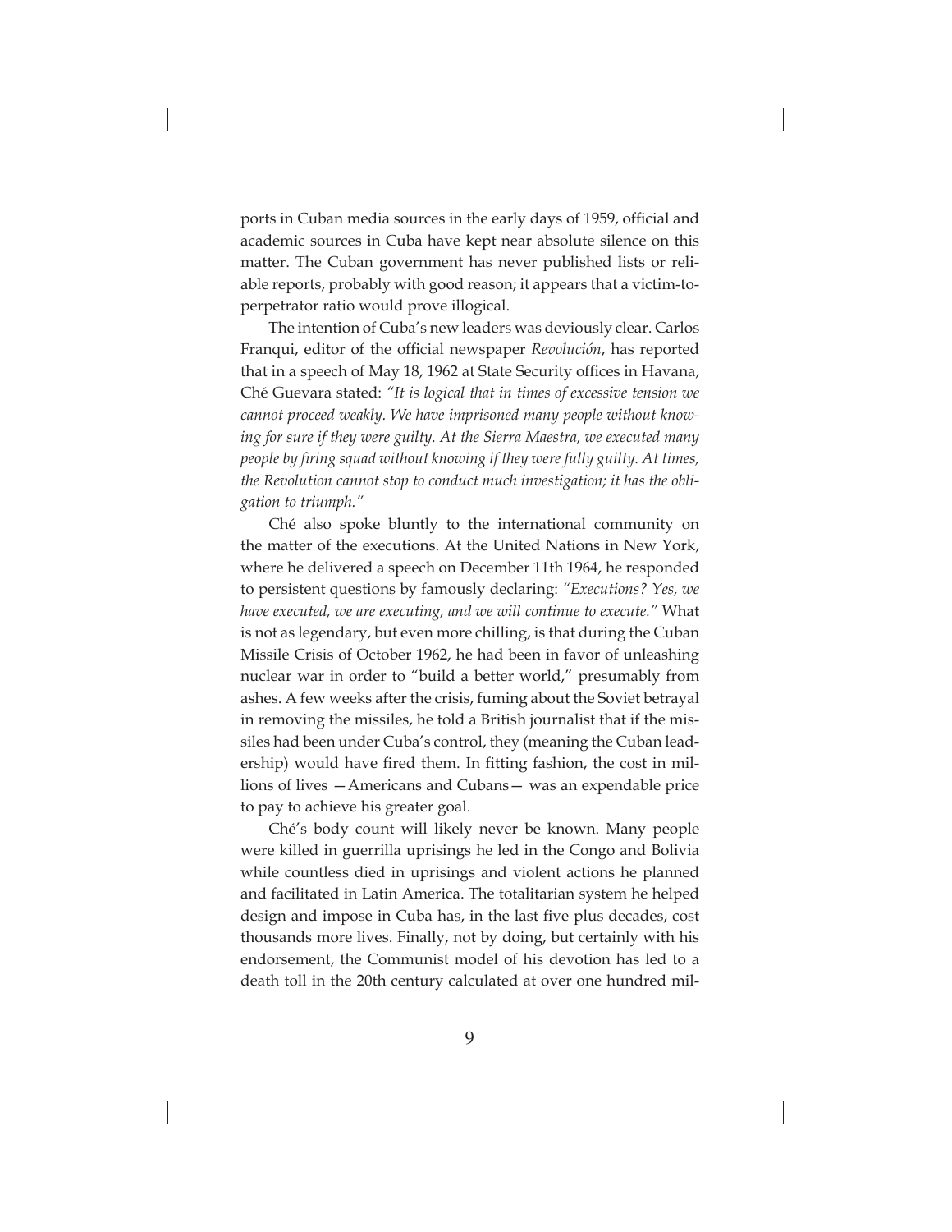ports in Cuban media sources in the early days of 1959, official and academic sources in Cuba have kept near absolute silence on this matter. The Cuban government has never published lists or reliable reports, probably with good reason; it appears that a victim-to-perpetrator ratio would prove illogical.

The intention of Cuba's new leaders was deviously clear. Carlos Franqui, editor of the official newspaper *Revolución*, has reported that in a speech of May 18, 1962 at State Security offices in Havana, Ché Guevara stated: *"It is logical that in times of excessive tension we cannot proceed weakly. We have imprisoned many people without knowing for sure if they were guilty. At the Sierra Maestra, we executed many people by firing squad without knowing if they were fully guilty. At times, the Revolution cannot stop to conduct much investigation; it has the obligation to triumph."*

Ché also spoke bluntly to the international community on the matter of the executions. At the United Nations in New York, where he delivered a speech on December 11th 1964, he responded to persistent questions by famously declaring: *"Executions? Yes, we have executed, we are executing, and we will continue to execute."* What is not as legendary, but even more chilling, is that during the Cuban Missile Crisis of October 1962, he had been in favor of unleashing nuclear war in order to "build a better world," presumably from ashes. A few weeks after the crisis, fuming about the Soviet betrayal in removing the missiles, he told a British journalist that if the missiles had been under Cuba's control, they (meaning the Cuban leadership) would have fired them. In fitting fashion, the cost in millions of lives —Americans and Cubans— was an expendable price to pay to achieve his greater goal.

Ché's body count will likely never be known. Many people were killed in guerrilla uprisings he led in the Congo and Bolivia while countless died in uprisings and violent actions he planned and facilitated in Latin America. The totalitarian system he helped design and impose in Cuba has, in the last five plus decades, cost thousands more lives. Finally, not by doing, but certainly with his endorsement, the Communist model of his devotion has led to a death toll in the 20th century calculated at over one hundred mil-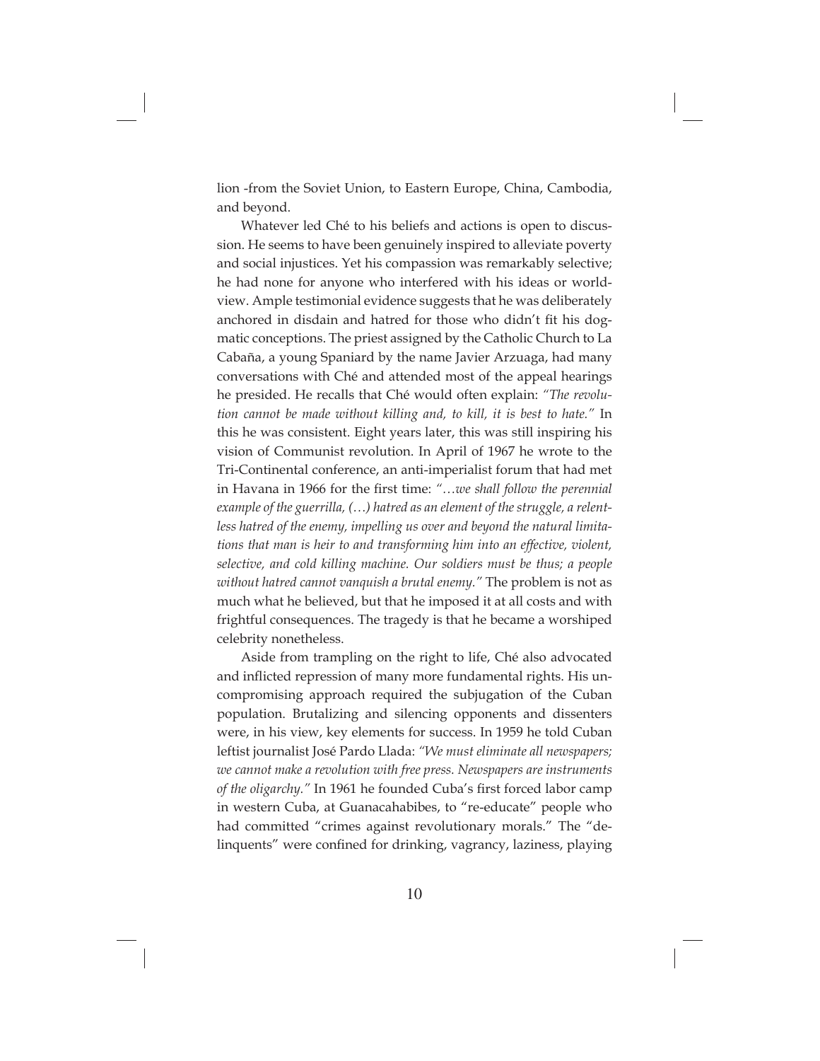lion -from the Soviet Union, to Eastern Europe, China, Cambodia, and beyond.

Whatever led Ché to his beliefs and actions is open to discussion. He seems to have been genuinely inspired to alleviate poverty and social injustices. Yet his compassion was remarkably selective; he had none for anyone who interfered with his ideas or worldview. Ample testimonial evidence suggests that he was deliberately anchored in disdain and hatred for those who didn't fit his dogmatic conceptions. The priest assigned by the Catholic Church to La Cabaña, a young Spaniard by the name Javier Arzuaga, had many conversations with Ché and attended most of the appeal hearings he presided. He recalls that Ché would often explain: *"The revolution cannot be made without killing and, to kill, it is best to hate."* In this he was consistent. Eight years later, this was still inspiring his vision of Communist revolution. In April of 1967 he wrote to the Tri-Continental conference, an anti-imperialist forum that had met in Havana in 1966 for the first time: *"…we shall follow the perennial example of the guerrilla, (…) hatred as an element of the struggle, a relentless hatred of the enemy, impelling us over and beyond the natural limitations that man is heir to and transforming him into an effective, violent, selective, and cold killing machine. Our soldiers must be thus; a people without hatred cannot vanquish a brutal enemy."* The problem is not as much what he believed, but that he imposed it at all costs and with frightful consequences. The tragedy is that he became a worshiped celebrity nonetheless.

Aside from trampling on the right to life, Ché also advocated and inflicted repression of many more fundamental rights. His uncompromising approach required the subjugation of the Cuban population. Brutalizing and silencing opponents and dissenters were, in his view, key elements for success. In 1959 he told Cuban leftist journalist José Pardo Llada: *"We must eliminate all newspapers; we cannot make a revolution with free press. Newspapers are instruments of the oligarchy."* In 1961 he founded Cuba's first forced labor camp in western Cuba, at Guanacahabibes, to "re-educate" people who had committed "crimes against revolutionary morals." The "delinquents" were confined for drinking, vagrancy, laziness, playing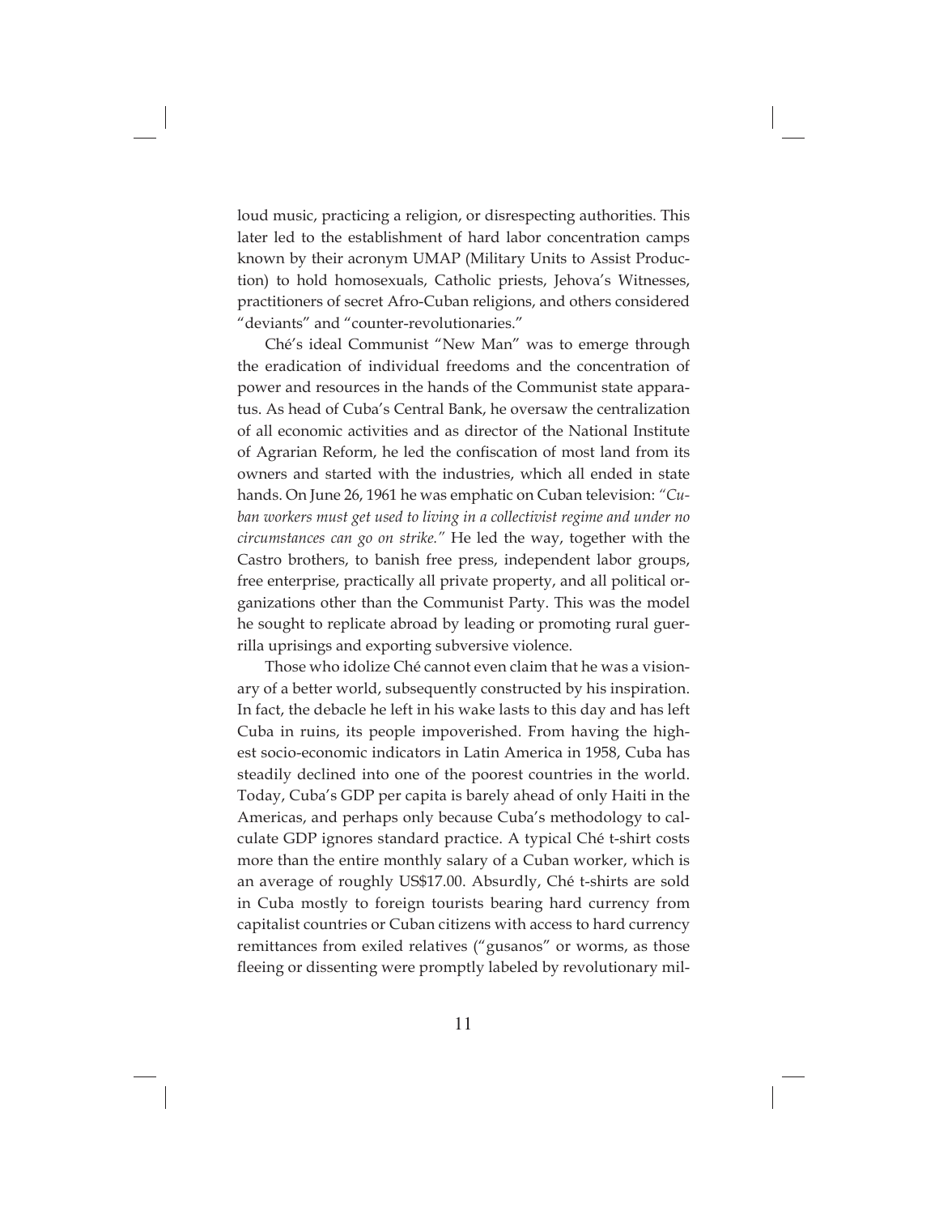loud music, practicing a religion, or disrespecting authorities. This later led to the establishment of hard labor concentration camps known by their acronym UMAP (Military Units to Assist Production) to hold homosexuals, Catholic priests, Jehova's Witnesses, practitioners of secret Afro-Cuban religions, and others considered "deviants" and "counter-revolutionaries."

Ché's ideal Communist "New Man" was to emerge through the eradication of individual freedoms and the concentration of power and resources in the hands of the Communist state apparatus. As head of Cuba's Central Bank, he oversaw the centralization of all economic activities and as director of the National Institute of Agrarian Reform, he led the confiscation of most land from its owners and started with the industries, which all ended in state hands. On June 26, 1961 he was emphatic on Cuban television: *"Cuban workers must get used to living in a collectivist regime and under no circumstances can go on strike."* He led the way, together with the Castro brothers, to banish free press, independent labor groups, free enterprise, practically all private property, and all political organizations other than the Communist Party. This was the model he sought to replicate abroad by leading or promoting rural guerrilla uprisings and exporting subversive violence.

Those who idolize Ché cannot even claim that he was a visionary of a better world, subsequently constructed by his inspiration. In fact, the debacle he left in his wake lasts to this day and has left Cuba in ruins, its people impoverished. From having the highest socio-economic indicators in Latin America in 1958, Cuba has steadily declined into one of the poorest countries in the world. Today, Cuba's GDP per capita is barely ahead of only Haiti in the Americas, and perhaps only because Cuba's methodology to calculate GDP ignores standard practice. A typical Ché t-shirt costs more than the entire monthly salary of a Cuban worker, which is an average of roughly US$17.00. Absurdly, Ché t-shirts are sold in Cuba mostly to foreign tourists bearing hard currency from capitalist countries or Cuban citizens with access to hard currency remittances from exiled relatives ("gusanos" or worms, as those fleeing or dissenting were promptly labeled by revolutionary mil-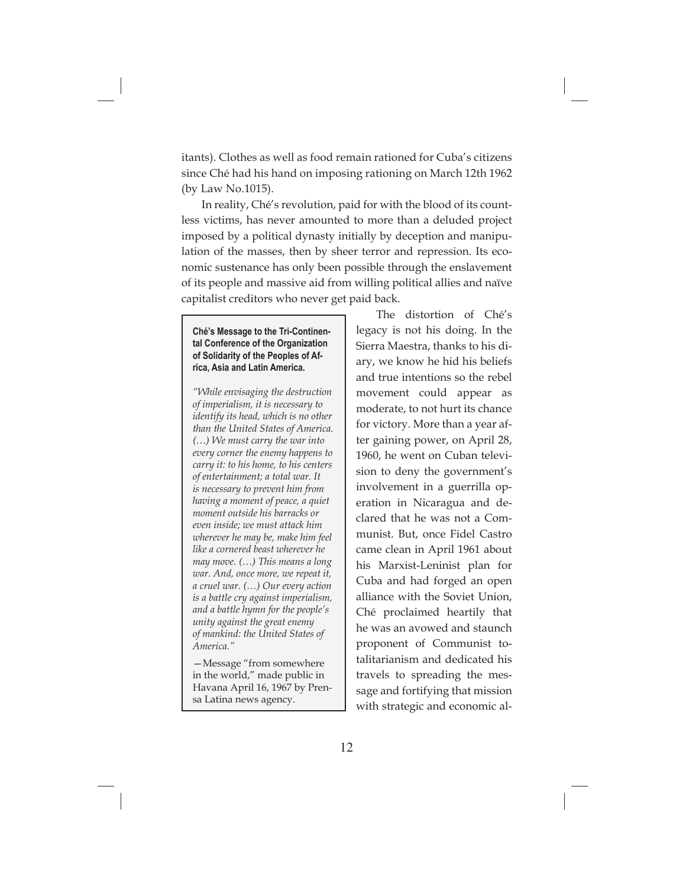itants). Clothes as well as food remain rationed for Cuba's citizens since Ché had his hand on imposing rationing on March 12th 1962 (by Law No.1015).

In reality, Ché's revolution, paid for with the blood of its countless victims, has never amounted to more than a deluded project imposed by a political dynasty initially by deception and manipulation of the masses, then by sheer terror and repression. Its economic sustenance has only been possible through the enslavement of its people and massive aid from willing political allies and naïve capitalist creditors who never get paid back.

> **Ché's Message to the Tri-Continental Conference of the Organization of Solidarity of the Peoples of Africa, Asia and Latin America.**
>
> *"While envisaging the destruction of imperialism, it is necessary to identify its head, which is no other than the United States of America. (…) We must carry the war into every corner the enemy happens to carry it: to his home, to his centers of entertainment; a total war. It is necessary to prevent him from having a moment of peace, a quiet moment outside his barracks or even inside; we must attack him wherever he may be, make him feel like a cornered beast wherever he may move. (…) This means a long war. And, once more, we repeat it, a cruel war. (…) Our every action is a battle cry against imperialism, and a battle hymn for the people's unity against the great enemy of mankind: the United States of America."*
>
> —Message "from somewhere in the world," made public in Havana April 16, 1967 by Prensa Latina news agency.

The distortion of Ché's legacy is not his doing. In the Sierra Maestra, thanks to his diary, we know he hid his beliefs and true intentions so the rebel movement could appear as moderate, to not hurt its chance for victory. More than a year after gaining power, on April 28, 1960, he went on Cuban television to deny the government's involvement in a guerrilla operation in Nicaragua and declared that he was not a Communist. But, once Fidel Castro came clean in April 1961 about his Marxist-Leninist plan for Cuba and had forged an open alliance with the Soviet Union, Ché proclaimed heartily that he was an avowed and staunch proponent of Communist totalitarianism and dedicated his travels to spreading the message and fortifying that mission with strategic and economic al-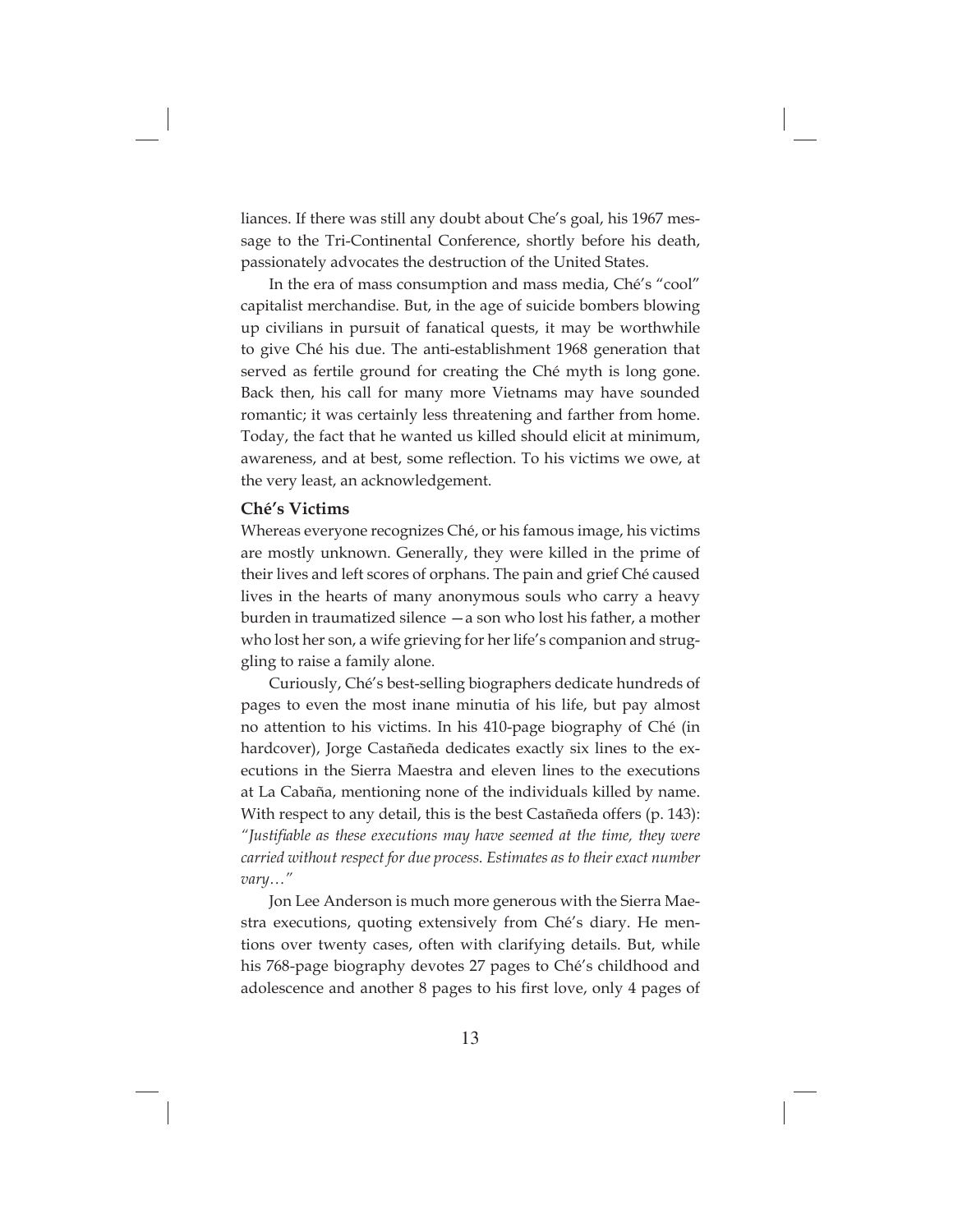liances. If there was still any doubt about Che's goal, his 1967 message to the Tri-Continental Conference, shortly before his death, passionately advocates the destruction of the United States.

In the era of mass consumption and mass media, Ché's "cool" capitalist merchandise. But, in the age of suicide bombers blowing up civilians in pursuit of fanatical quests, it may be worthwhile to give Ché his due. The anti-establishment 1968 generation that served as fertile ground for creating the Ché myth is long gone. Back then, his call for many more Vietnams may have sounded romantic; it was certainly less threatening and farther from home. Today, the fact that he wanted us killed should elicit at minimum, awareness, and at best, some reflection. To his victims we owe, at the very least, an acknowledgement.

**Ché's Victims**

Whereas everyone recognizes Ché, or his famous image, his victims are mostly unknown. Generally, they were killed in the prime of their lives and left scores of orphans. The pain and grief Ché caused lives in the hearts of many anonymous souls who carry a heavy burden in traumatized silence —a son who lost his father, a mother who lost her son, a wife grieving for her life's companion and struggling to raise a family alone.

Curiously, Ché's best-selling biographers dedicate hundreds of pages to even the most inane minutia of his life, but pay almost no attention to his victims. In his 410-page biography of Ché (in hardcover), Jorge Castañeda dedicates exactly six lines to the executions in the Sierra Maestra and eleven lines to the executions at La Cabaña, mentioning none of the individuals killed by name. With respect to any detail, this is the best Castañeda offers (p. 143): *"Justifiable as these executions may have seemed at the time, they were carried without respect for due process. Estimates as to their exact number vary…"*

Jon Lee Anderson is much more generous with the Sierra Maestra executions, quoting extensively from Ché's diary. He mentions over twenty cases, often with clarifying details. But, while his 768-page biography devotes 27 pages to Ché's childhood and adolescence and another 8 pages to his first love, only 4 pages of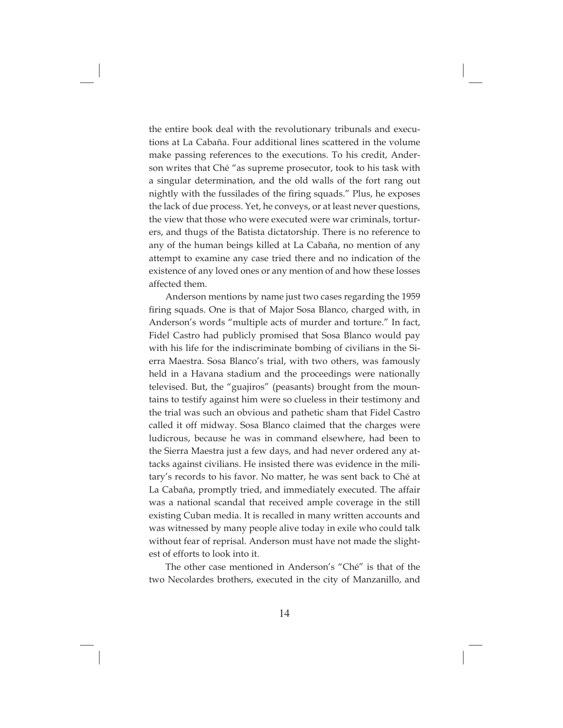the entire book deal with the revolutionary tribunals and executions at La Cabaña. Four additional lines scattered in the volume make passing references to the executions. To his credit, Anderson writes that Ché "as supreme prosecutor, took to his task with a singular determination, and the old walls of the fort rang out nightly with the fussilades of the firing squads." Plus, he exposes the lack of due process. Yet, he conveys, or at least never questions, the view that those who were executed were war criminals, torturers, and thugs of the Batista dictatorship. There is no reference to any of the human beings killed at La Cabaña, no mention of any attempt to examine any case tried there and no indication of the existence of any loved ones or any mention of and how these losses affected them.

Anderson mentions by name just two cases regarding the 1959 firing squads. One is that of Major Sosa Blanco, charged with, in Anderson's words "multiple acts of murder and torture." In fact, Fidel Castro had publicly promised that Sosa Blanco would pay with his life for the indiscriminate bombing of civilians in the Sierra Maestra. Sosa Blanco's trial, with two others, was famously held in a Havana stadium and the proceedings were nationally televised. But, the "guajiros" (peasants) brought from the mountains to testify against him were so clueless in their testimony and the trial was such an obvious and pathetic sham that Fidel Castro called it off midway. Sosa Blanco claimed that the charges were ludicrous, because he was in command elsewhere, had been to the Sierra Maestra just a few days, and had never ordered any attacks against civilians. He insisted there was evidence in the military's records to his favor. No matter, he was sent back to Ché at La Cabaña, promptly tried, and immediately executed. The affair was a national scandal that received ample coverage in the still existing Cuban media. It is recalled in many written accounts and was witnessed by many people alive today in exile who could talk without fear of reprisal. Anderson must have not made the slightest of efforts to look into it.

The other case mentioned in Anderson's "Ché" is that of the two Necolardes brothers, executed in the city of Manzanillo, and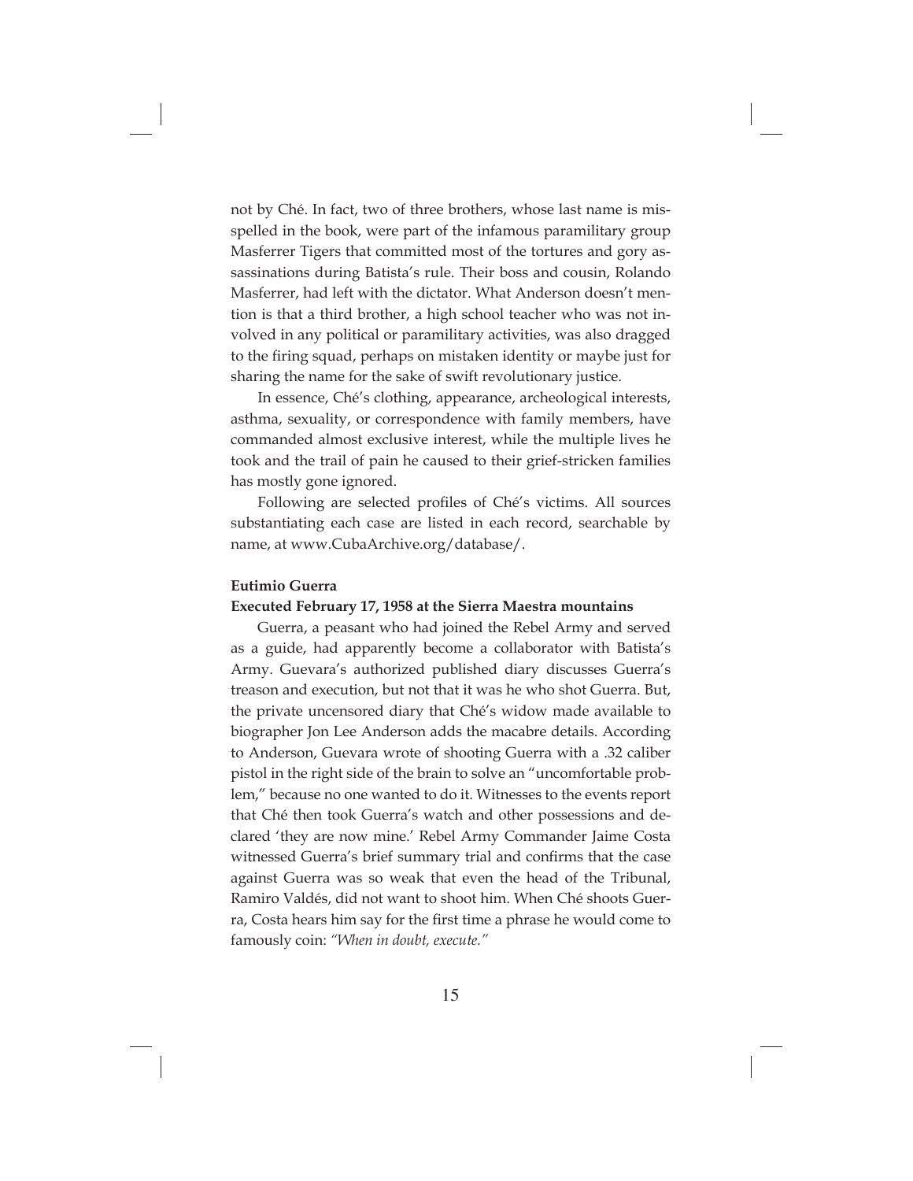not by Ché. In fact, two of three brothers, whose last name is misspelled in the book, were part of the infamous paramilitary group Masferrer Tigers that committed most of the tortures and gory assassinations during Batista's rule. Their boss and cousin, Rolando Masferrer, had left with the dictator. What Anderson doesn't mention is that a third brother, a high school teacher who was not involved in any political or paramilitary activities, was also dragged to the firing squad, perhaps on mistaken identity or maybe just for sharing the name for the sake of swift revolutionary justice.

In essence, Ché's clothing, appearance, archeological interests, asthma, sexuality, or correspondence with family members, have commanded almost exclusive interest, while the multiple lives he took and the trail of pain he caused to their grief-stricken families has mostly gone ignored.

Following are selected profiles of Ché's victims. All sources substantiating each case are listed in each record, searchable by name, at www.CubaArchive.org/database/.

**Eutimio Guerra**

**Executed February 17, 1958 at the Sierra Maestra mountains**

Guerra, a peasant who had joined the Rebel Army and served as a guide, had apparently become a collaborator with Batista's Army. Guevara's authorized published diary discusses Guerra's treason and execution, but not that it was he who shot Guerra. But, the private uncensored diary that Ché's widow made available to biographer Jon Lee Anderson adds the macabre details. According to Anderson, Guevara wrote of shooting Guerra with a .32 caliber pistol in the right side of the brain to solve an "uncomfortable problem," because no one wanted to do it. Witnesses to the events report that Ché then took Guerra's watch and other possessions and declared 'they are now mine.' Rebel Army Commander Jaime Costa witnessed Guerra's brief summary trial and confirms that the case against Guerra was so weak that even the head of the Tribunal, Ramiro Valdés, did not want to shoot him. When Ché shoots Guerra, Costa hears him say for the first time a phrase he would come to famously coin: *"When in doubt, execute."*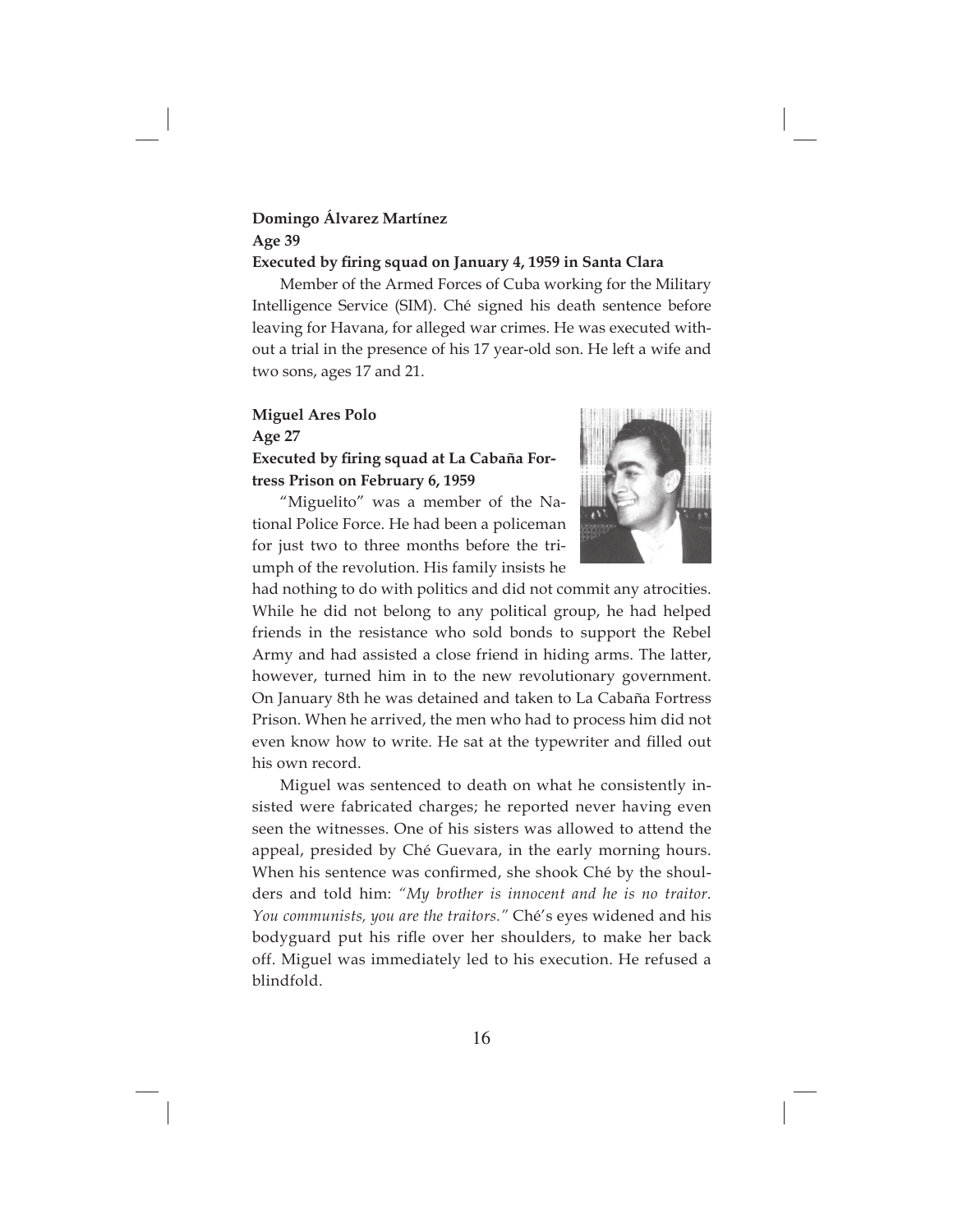**Domingo Álvarez Martínez**

**Age 39**

**Executed by firing squad on January 4, 1959 in Santa Clara**

Member of the Armed Forces of Cuba working for the Military Intelligence Service (SIM). Ché signed his death sentence before leaving for Havana, for alleged war crimes. He was executed without a trial in the presence of his 17 year-old son. He left a wife and two sons, ages 17 and 21.

**Miguel Ares Polo**

**Age 27**

**Executed by firing squad at La Cabaña Fortress Prison on February 6, 1959**

"Miguelito" was a member of the National Police Force. He had been a policeman for just two to three months before the triumph of the revolution. His family insists he had nothing to do with politics and did not commit any atrocities. While he did not belong to any political group, he had helped friends in the resistance who sold bonds to support the Rebel Army and had assisted a close friend in hiding arms. The latter, however, turned him in to the new revolutionary government. On January 8th he was detained and taken to La Cabaña Fortress Prison. When he arrived, the men who had to process him did not even know how to write. He sat at the typewriter and filled out his own record.

Miguel was sentenced to death on what he consistently insisted were fabricated charges; he reported never having even seen the witnesses. One of his sisters was allowed to attend the appeal, presided by Ché Guevara, in the early morning hours. When his sentence was confirmed, she shook Ché by the shoulders and told him: *"My brother is innocent and he is no traitor. You communists, you are the traitors."* Ché's eyes widened and his bodyguard put his rifle over her shoulders, to make her back off. Miguel was immediately led to his execution. He refused a blindfold.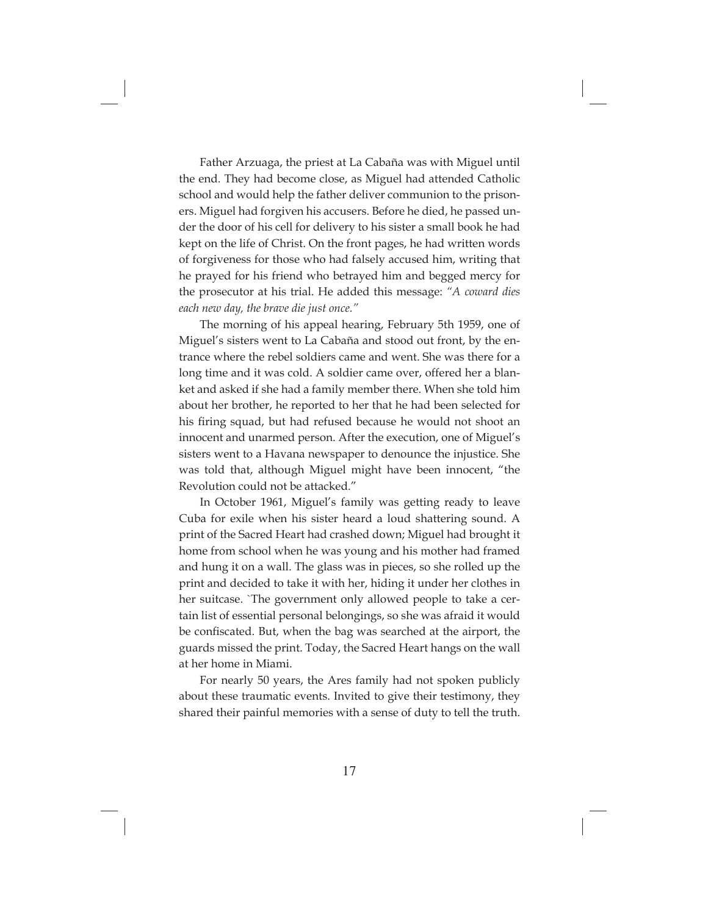Father Arzuaga, the priest at La Cabaña was with Miguel until the end. They had become close, as Miguel had attended Catholic school and would help the father deliver communion to the prisoners. Miguel had forgiven his accusers. Before he died, he passed under the door of his cell for delivery to his sister a small book he had kept on the life of Christ. On the front pages, he had written words of forgiveness for those who had falsely accused him, writing that he prayed for his friend who betrayed him and begged mercy for the prosecutor at his trial. He added this message: *"A coward dies each new day, the brave die just once."*

The morning of his appeal hearing, February 5th 1959, one of Miguel's sisters went to La Cabaña and stood out front, by the entrance where the rebel soldiers came and went. She was there for a long time and it was cold. A soldier came over, offered her a blanket and asked if she had a family member there. When she told him about her brother, he reported to her that he had been selected for his firing squad, but had refused because he would not shoot an innocent and unarmed person. After the execution, one of Miguel's sisters went to a Havana newspaper to denounce the injustice. She was told that, although Miguel might have been innocent, "the Revolution could not be attacked."

In October 1961, Miguel's family was getting ready to leave Cuba for exile when his sister heard a loud shattering sound. A print of the Sacred Heart had crashed down; Miguel had brought it home from school when he was young and his mother had framed and hung it on a wall. The glass was in pieces, so she rolled up the print and decided to take it with her, hiding it under her clothes in her suitcase. `The government only allowed people to take a certain list of essential personal belongings, so she was afraid it would be confiscated. But, when the bag was searched at the airport, the guards missed the print. Today, the Sacred Heart hangs on the wall at her home in Miami.

For nearly 50 years, the Ares family had not spoken publicly about these traumatic events. Invited to give their testimony, they shared their painful memories with a sense of duty to tell the truth.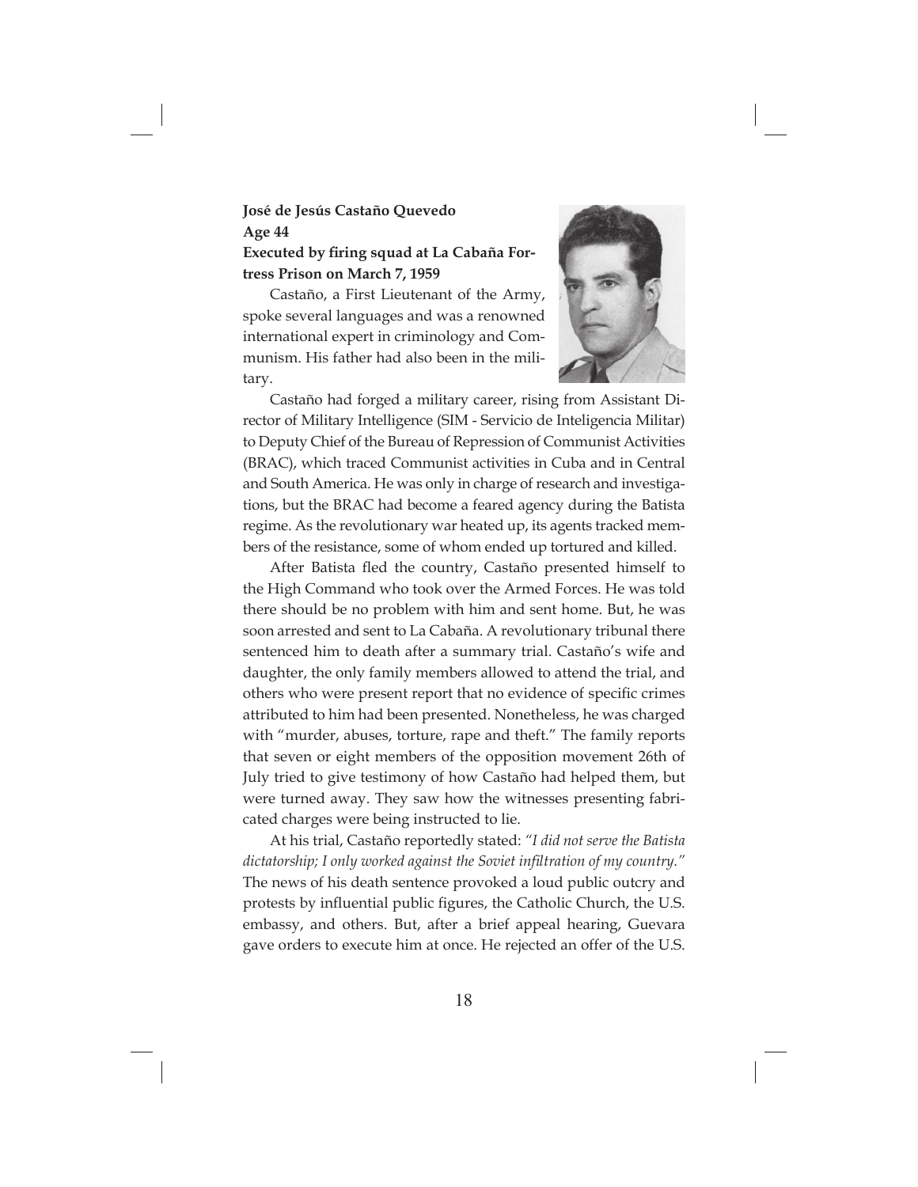**José de Jesús Castaño Quevedo**
**Age 44**
**Executed by firing squad at La Cabaña Fortress Prison on March 7, 1959**

Castaño, a First Lieutenant of the Army, spoke several languages and was a renowned international expert in criminology and Communism. His father had also been in the military.

Castaño had forged a military career, rising from Assistant Director of Military Intelligence (SIM - Servicio de Inteligencia Militar) to Deputy Chief of the Bureau of Repression of Communist Activities (BRAC), which traced Communist activities in Cuba and in Central and South America. He was only in charge of research and investigations, but the BRAC had become a feared agency during the Batista regime. As the revolutionary war heated up, its agents tracked members of the resistance, some of whom ended up tortured and killed.

After Batista fled the country, Castaño presented himself to the High Command who took over the Armed Forces. He was told there should be no problem with him and sent home. But, he was soon arrested and sent to La Cabaña. A revolutionary tribunal there sentenced him to death after a summary trial. Castaño's wife and daughter, the only family members allowed to attend the trial, and others who were present report that no evidence of specific crimes attributed to him had been presented. Nonetheless, he was charged with "murder, abuses, torture, rape and theft." The family reports that seven or eight members of the opposition movement 26th of July tried to give testimony of how Castaño had helped them, but were turned away. They saw how the witnesses presenting fabricated charges were being instructed to lie.

At his trial, Castaño reportedly stated: *"I did not serve the Batista dictatorship; I only worked against the Soviet infiltration of my country."* The news of his death sentence provoked a loud public outcry and protests by influential public figures, the Catholic Church, the U.S. embassy, and others. But, after a brief appeal hearing, Guevara gave orders to execute him at once. He rejected an offer of the U.S.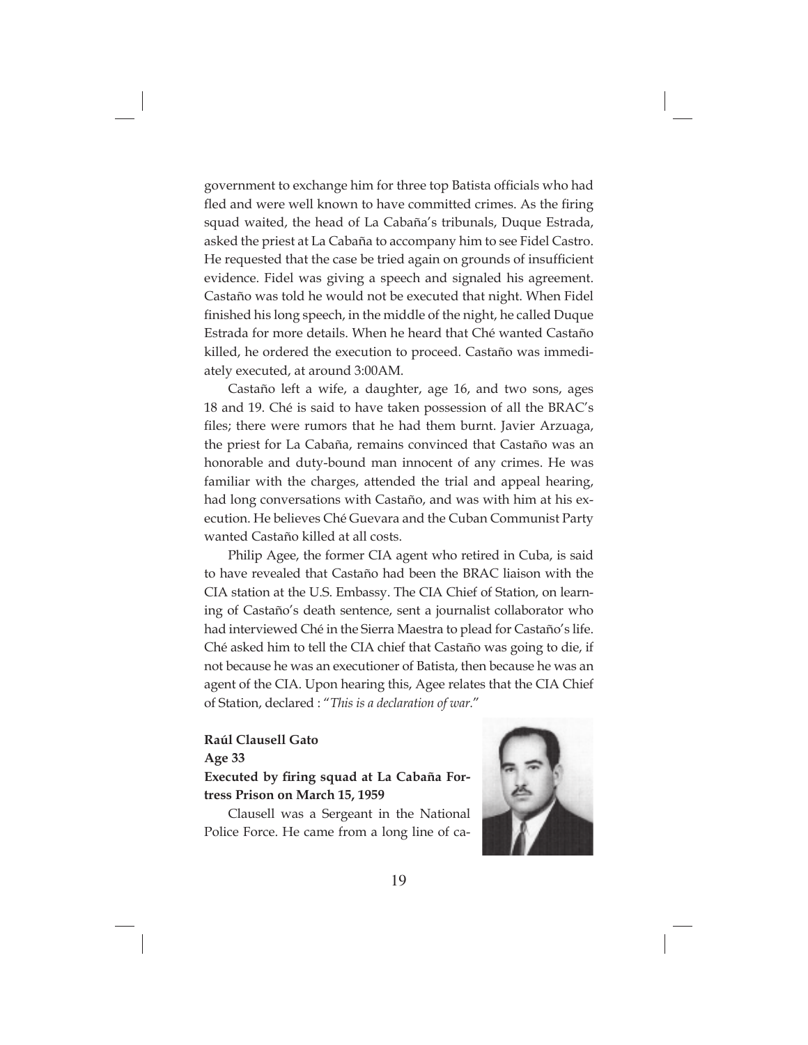government to exchange him for three top Batista officials who had fled and were well known to have committed crimes. As the firing squad waited, the head of La Cabaña's tribunals, Duque Estrada, asked the priest at La Cabaña to accompany him to see Fidel Castro. He requested that the case be tried again on grounds of insufficient evidence. Fidel was giving a speech and signaled his agreement. Castaño was told he would not be executed that night. When Fidel finished his long speech, in the middle of the night, he called Duque Estrada for more details. When he heard that Ché wanted Castaño killed, he ordered the execution to proceed. Castaño was immediately executed, at around 3:00AM.

Castaño left a wife, a daughter, age 16, and two sons, ages 18 and 19. Ché is said to have taken possession of all the BRAC's files; there were rumors that he had them burnt. Javier Arzuaga, the priest for La Cabaña, remains convinced that Castaño was an honorable and duty-bound man innocent of any crimes. He was familiar with the charges, attended the trial and appeal hearing, had long conversations with Castaño, and was with him at his execution. He believes Ché Guevara and the Cuban Communist Party wanted Castaño killed at all costs.

Philip Agee, the former CIA agent who retired in Cuba, is said to have revealed that Castaño had been the BRAC liaison with the CIA station at the U.S. Embassy. The CIA Chief of Station, on learning of Castaño's death sentence, sent a journalist collaborator who had interviewed Ché in the Sierra Maestra to plead for Castaño's life. Ché asked him to tell the CIA chief that Castaño was going to die, if not because he was an executioner of Batista, then because he was an agent of the CIA. Upon hearing this, Agee relates that the CIA Chief of Station, declared : "*This is a declaration of war.*"

**Raúl Clausell Gato**
**Age 33**
**Executed by firing squad at La Cabaña Fortress Prison on March 15, 1959**

Clausell was a Sergeant in the National Police Force. He came from a long line of ca-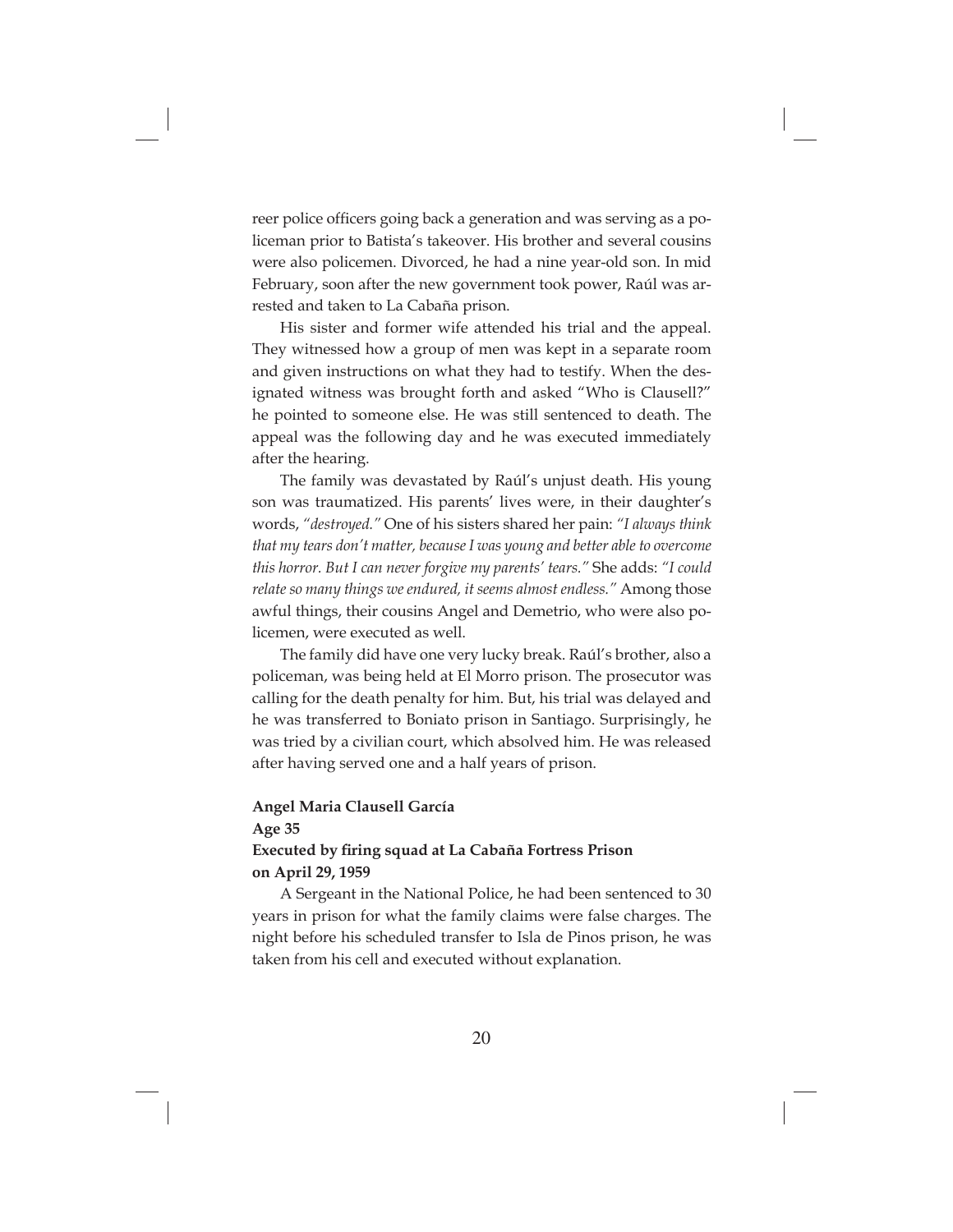reer police officers going back a generation and was serving as a policeman prior to Batista's takeover. His brother and several cousins were also policemen. Divorced, he had a nine year-old son. In mid February, soon after the new government took power, Raúl was arrested and taken to La Cabaña prison.

His sister and former wife attended his trial and the appeal. They witnessed how a group of men was kept in a separate room and given instructions on what they had to testify. When the designated witness was brought forth and asked "Who is Clausell?" he pointed to someone else. He was still sentenced to death. The appeal was the following day and he was executed immediately after the hearing.

The family was devastated by Raúl's unjust death. His young son was traumatized. His parents' lives were, in their daughter's words, *"destroyed."* One of his sisters shared her pain: *"I always think that my tears don't matter, because I was young and better able to overcome this horror. But I can never forgive my parents' tears."* She adds: *"I could relate so many things we endured, it seems almost endless."* Among those awful things, their cousins Angel and Demetrio, who were also policemen, were executed as well.

The family did have one very lucky break. Raúl's brother, also a policeman, was being held at El Morro prison. The prosecutor was calling for the death penalty for him. But, his trial was delayed and he was transferred to Boniato prison in Santiago. Surprisingly, he was tried by a civilian court, which absolved him. He was released after having served one and a half years of prison.

**Angel Maria Clausell García**
**Age 35**
**Executed by firing squad at La Cabaña Fortress Prison on April 29, 1959**

A Sergeant in the National Police, he had been sentenced to 30 years in prison for what the family claims were false charges. The night before his scheduled transfer to Isla de Pinos prison, he was taken from his cell and executed without explanation.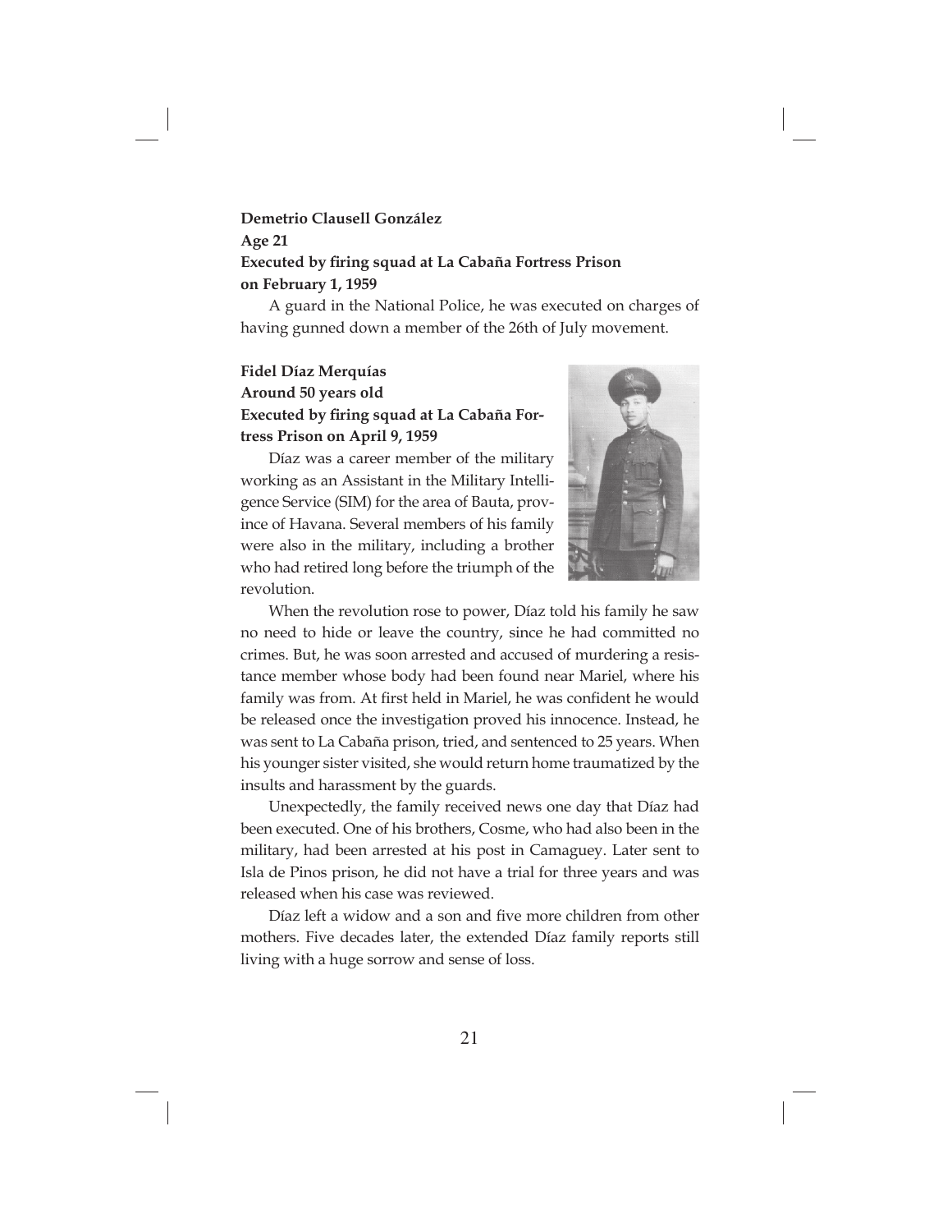**Demetrio Clausell González**
**Age 21**
**Executed by firing squad at La Cabaña Fortress Prison on February 1, 1959**

A guard in the National Police, he was executed on charges of having gunned down a member of the 26th of July movement.

**Fidel Díaz Merquías**
**Around 50 years old**
**Executed by firing squad at La Cabaña Fortress Prison on April 9, 1959**

Díaz was a career member of the military working as an Assistant in the Military Intelligence Service (SIM) for the area of Bauta, province of Havana. Several members of his family were also in the military, including a brother who had retired long before the triumph of the revolution.

When the revolution rose to power, Díaz told his family he saw no need to hide or leave the country, since he had committed no crimes. But, he was soon arrested and accused of murdering a resistance member whose body had been found near Mariel, where his family was from. At first held in Mariel, he was confident he would be released once the investigation proved his innocence. Instead, he was sent to La Cabaña prison, tried, and sentenced to 25 years. When his younger sister visited, she would return home traumatized by the insults and harassment by the guards.

Unexpectedly, the family received news one day that Díaz had been executed. One of his brothers, Cosme, who had also been in the military, had been arrested at his post in Camaguey. Later sent to Isla de Pinos prison, he did not have a trial for three years and was released when his case was reviewed.

Díaz left a widow and a son and five more children from other mothers. Five decades later, the extended Díaz family reports still living with a huge sorrow and sense of loss.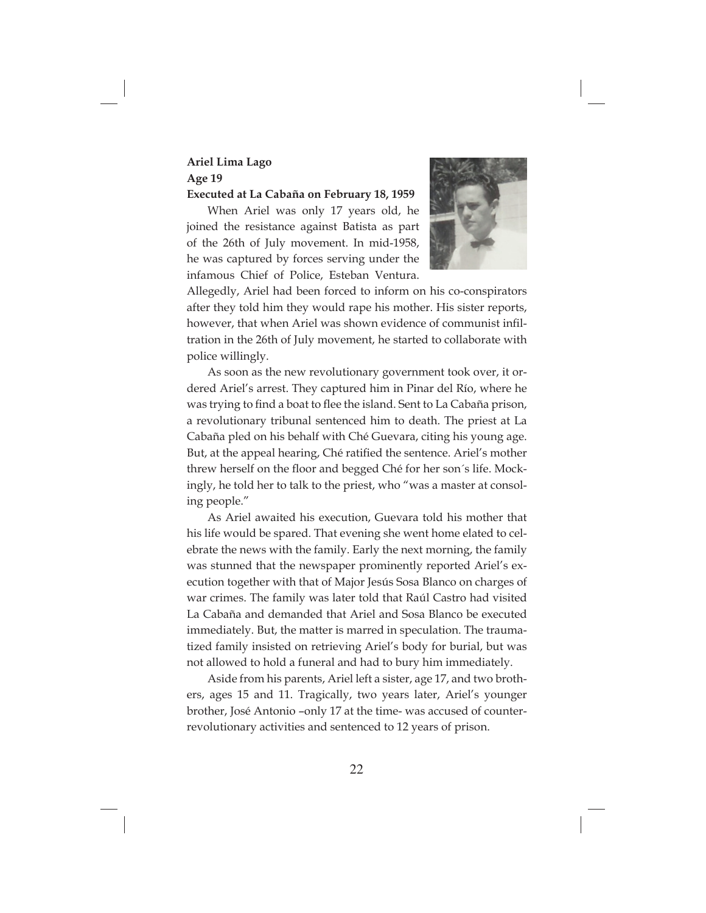**Ariel Lima Lago**
**Age 19**
**Executed at La Cabaña on February 18, 1959**

When Ariel was only 17 years old, he joined the resistance against Batista as part of the 26th of July movement. In mid-1958, he was captured by forces serving under the infamous Chief of Police, Esteban Ventura. Allegedly, Ariel had been forced to inform on his co-conspirators after they told him they would rape his mother. His sister reports, however, that when Ariel was shown evidence of communist infiltration in the 26th of July movement, he started to collaborate with police willingly.

As soon as the new revolutionary government took over, it ordered Ariel's arrest. They captured him in Pinar del Río, where he was trying to find a boat to flee the island. Sent to La Cabaña prison, a revolutionary tribunal sentenced him to death. The priest at La Cabaña pled on his behalf with Ché Guevara, citing his young age. But, at the appeal hearing, Ché ratified the sentence. Ariel's mother threw herself on the floor and begged Ché for her son´s life. Mockingly, he told her to talk to the priest, who "was a master at consoling people."

As Ariel awaited his execution, Guevara told his mother that his life would be spared. That evening she went home elated to celebrate the news with the family. Early the next morning, the family was stunned that the newspaper prominently reported Ariel's execution together with that of Major Jesús Sosa Blanco on charges of war crimes. The family was later told that Raúl Castro had visited La Cabaña and demanded that Ariel and Sosa Blanco be executed immediately. But, the matter is marred in speculation. The traumatized family insisted on retrieving Ariel's body for burial, but was not allowed to hold a funeral and had to bury him immediately.

Aside from his parents, Ariel left a sister, age 17, and two brothers, ages 15 and 11. Tragically, two years later, Ariel's younger brother, José Antonio –only 17 at the time- was accused of counter-revolutionary activities and sentenced to 12 years of prison.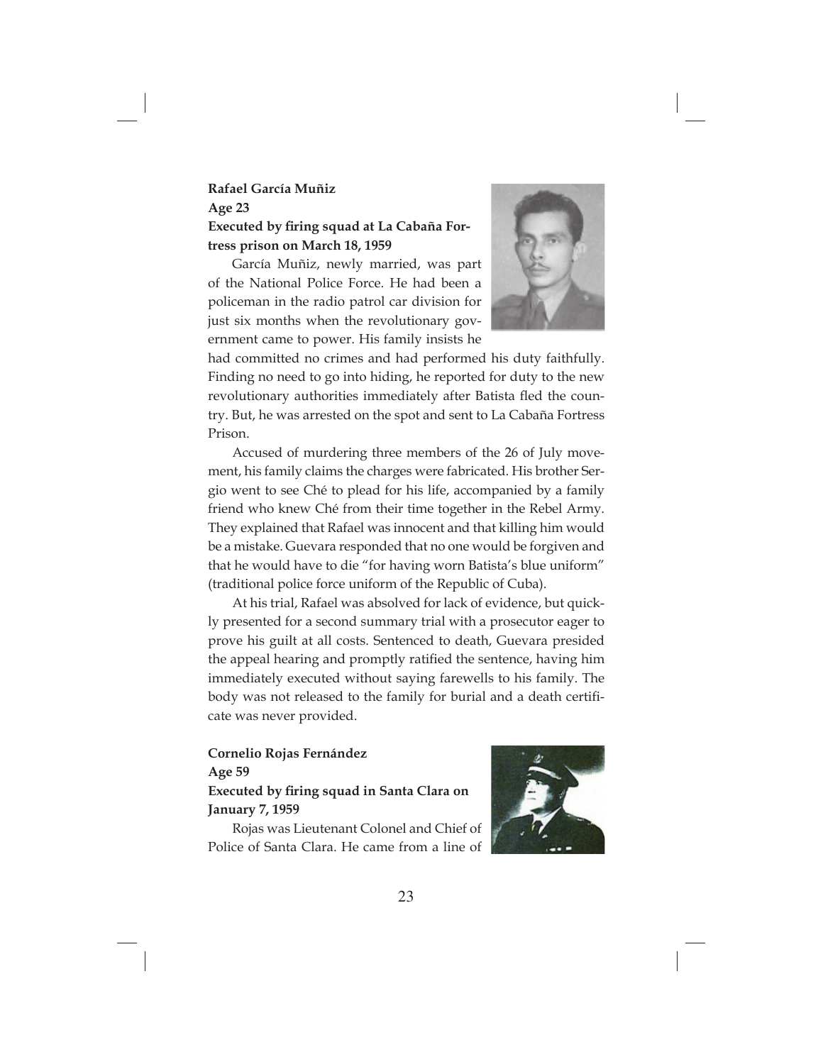**Rafael García Muñiz**
**Age 23**
**Executed by firing squad at La Cabaña Fortress prison on March 18, 1959**

García Muñiz, newly married, was part of the National Police Force. He had been a policeman in the radio patrol car division for just six months when the revolutionary government came to power. His family insists he had committed no crimes and had performed his duty faithfully. Finding no need to go into hiding, he reported for duty to the new revolutionary authorities immediately after Batista fled the country. But, he was arrested on the spot and sent to La Cabaña Fortress Prison.

Accused of murdering three members of the 26 of July movement, his family claims the charges were fabricated. His brother Sergio went to see Ché to plead for his life, accompanied by a family friend who knew Ché from their time together in the Rebel Army. They explained that Rafael was innocent and that killing him would be a mistake. Guevara responded that no one would be forgiven and that he would have to die "for having worn Batista's blue uniform" (traditional police force uniform of the Republic of Cuba).

At his trial, Rafael was absolved for lack of evidence, but quickly presented for a second summary trial with a prosecutor eager to prove his guilt at all costs. Sentenced to death, Guevara presided the appeal hearing and promptly ratified the sentence, having him immediately executed without saying farewells to his family. The body was not released to the family for burial and a death certificate was never provided.

**Cornelio Rojas Fernández**
**Age 59**
**Executed by firing squad in Santa Clara on January 7, 1959**

Rojas was Lieutenant Colonel and Chief of Police of Santa Clara. He came from a line of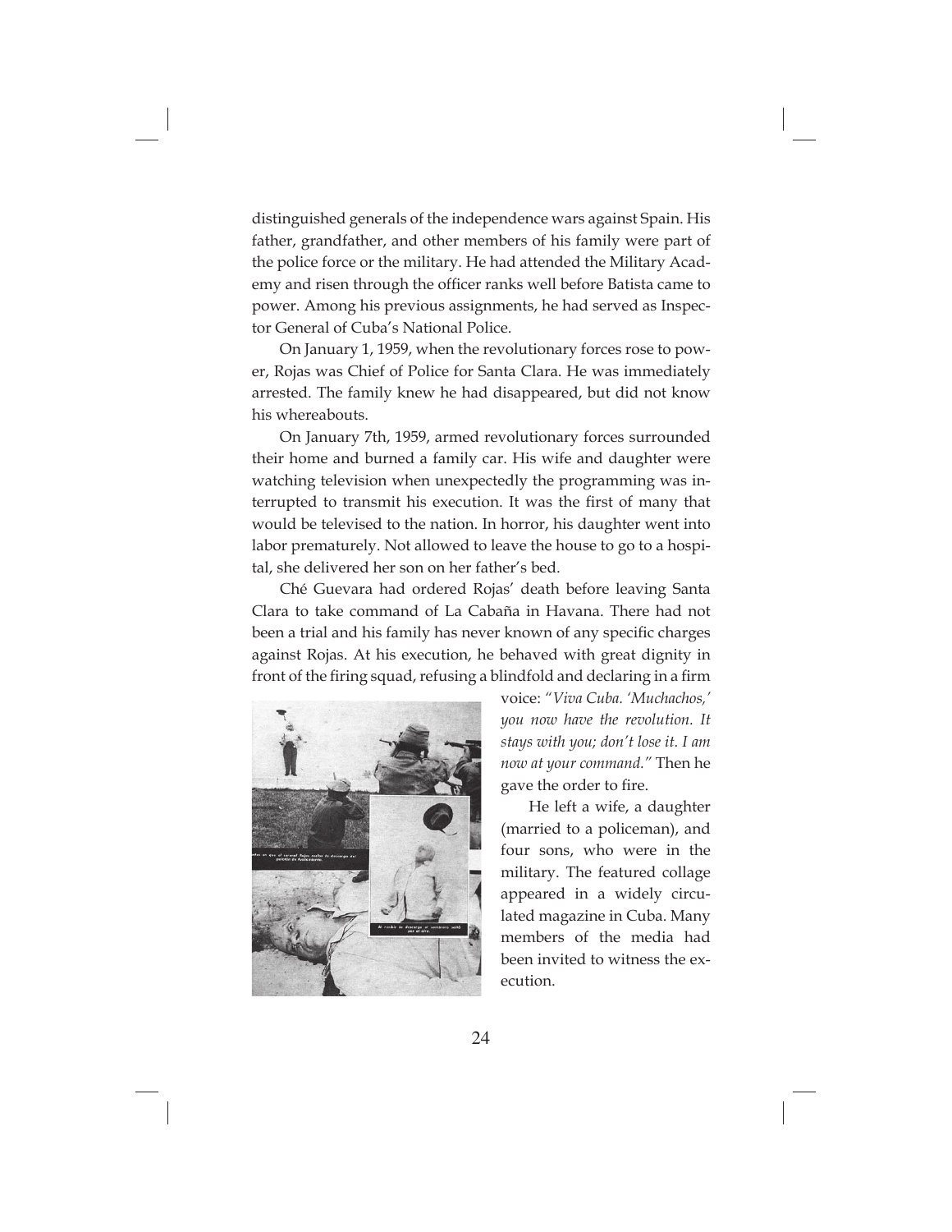distinguished generals of the independence wars against Spain. His father, grandfather, and other members of his family were part of the police force or the military. He had attended the Military Academy and risen through the officer ranks well before Batista came to power. Among his previous assignments, he had served as Inspector General of Cuba's National Police.

On January 1, 1959, when the revolutionary forces rose to power, Rojas was Chief of Police for Santa Clara. He was immediately arrested. The family knew he had disappeared, but did not know his whereabouts.

On January 7th, 1959, armed revolutionary forces surrounded their home and burned a family car. His wife and daughter were watching television when unexpectedly the programming was interrupted to transmit his execution. It was the first of many that would be televised to the nation. In horror, his daughter went into labor prematurely. Not allowed to leave the house to go to a hospital, she delivered her son on her father's bed.

Ché Guevara had ordered Rojas' death before leaving Santa Clara to take command of La Cabaña in Havana. There had not been a trial and his family has never known of any specific charges against Rojas. At his execution, he behaved with great dignity in front of the firing squad, refusing a blindfold and declaring in a firm voice: *"Viva Cuba. 'Muchachos,' you now have the revolution. It stays with you; don't lose it. I am now at your command."* Then he gave the order to fire.

He left a wife, a daughter (married to a policeman), and four sons, who were in the military. The featured collage appeared in a widely circulated magazine in Cuba. Many members of the media had been invited to witness the execution.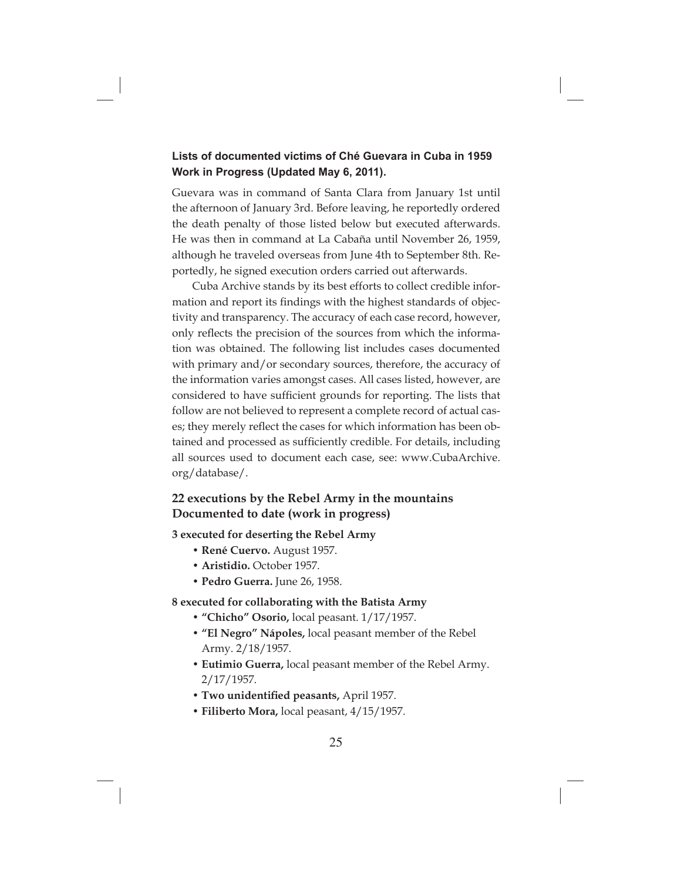**Lists of documented victims of Ché Guevara in Cuba in 1959**
**Work in Progress (Updated May 6, 2011).**

Guevara was in command of Santa Clara from January 1st until the afternoon of January 3rd. Before leaving, he reportedly ordered the death penalty of those listed below but executed afterwards. He was then in command at La Cabaña until November 26, 1959, although he traveled overseas from June 4th to September 8th. Reportedly, he signed execution orders carried out afterwards.

Cuba Archive stands by its best efforts to collect credible information and report its findings with the highest standards of objectivity and transparency. The accuracy of each case record, however, only reflects the precision of the sources from which the information was obtained. The following list includes cases documented with primary and/or secondary sources, therefore, the accuracy of the information varies amongst cases. All cases listed, however, are considered to have sufficient grounds for reporting. The lists that follow are not believed to represent a complete record of actual cases; they merely reflect the cases for which information has been obtained and processed as sufficiently credible. For details, including all sources used to document each case, see: www.CubaArchive.org/database/.

## 22 executions by the Rebel Army in the mountains Documented to date (work in progress)

**3 executed for deserting the Rebel Army**

- **René Cuervo.** August 1957.
- **Aristidio.** October 1957.
- **Pedro Guerra.** June 26, 1958.

**8 executed for collaborating with the Batista Army**

- **"Chicho" Osorio,** local peasant. 1/17/1957.
- **"El Negro" Nápoles,** local peasant member of the Rebel Army. 2/18/1957.
- **Eutimio Guerra,** local peasant member of the Rebel Army. 2/17/1957.
- **Two unidentified peasants,** April 1957.
- **Filiberto Mora,** local peasant, 4/15/1957.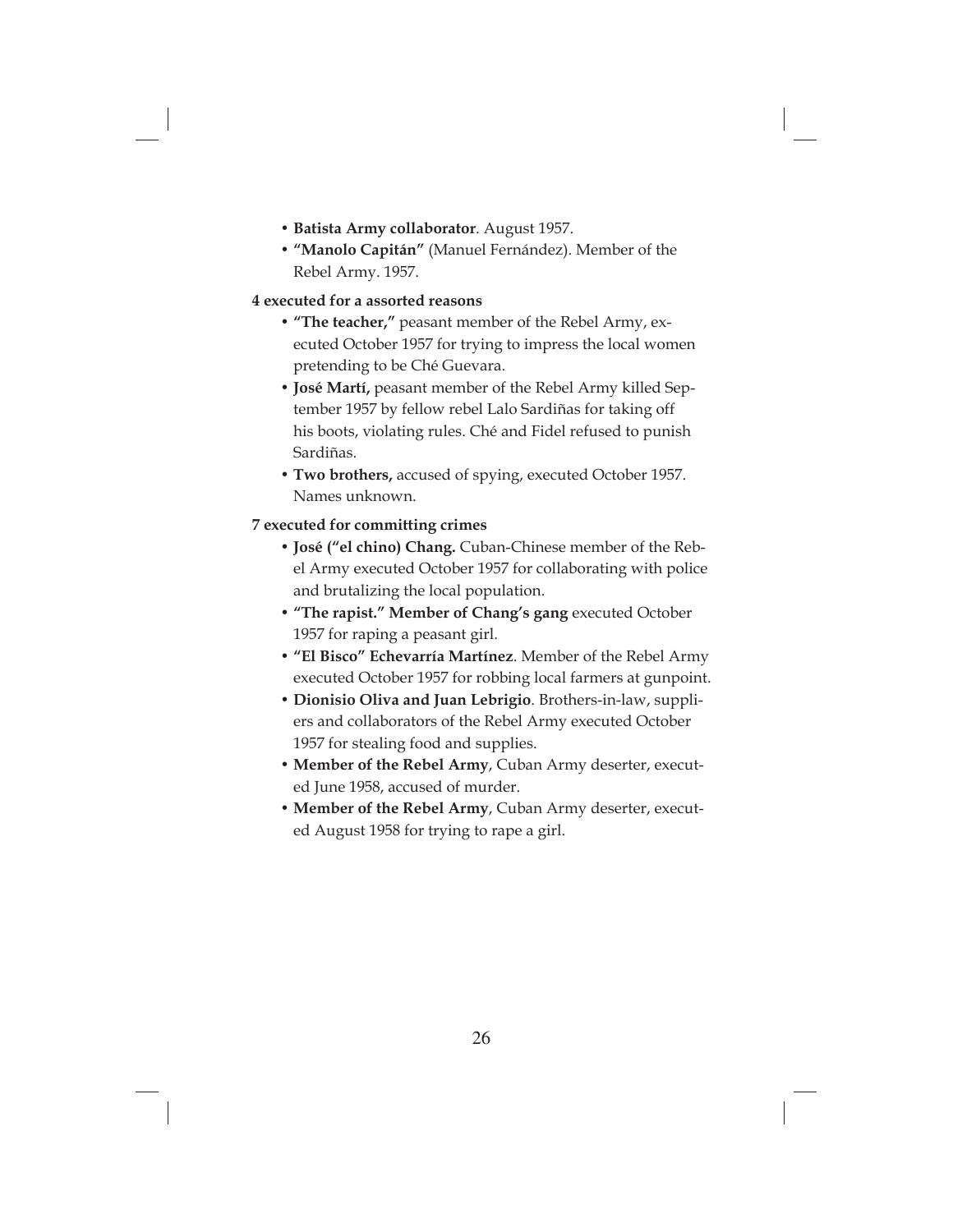- **Batista Army collaborator**. August 1957.
- **"Manolo Capitán"** (Manuel Fernández). Member of the Rebel Army. 1957.

**4 executed for a assorted reasons**

- **"The teacher,"** peasant member of the Rebel Army, executed October 1957 for trying to impress the local women pretending to be Ché Guevara.
- **José Martí,** peasant member of the Rebel Army killed September 1957 by fellow rebel Lalo Sardiñas for taking off his boots, violating rules. Ché and Fidel refused to punish Sardiñas.
- **Two brothers,** accused of spying, executed October 1957. Names unknown.

**7 executed for committing crimes**

- **José ("el chino) Chang.** Cuban-Chinese member of the Rebel Army executed October 1957 for collaborating with police and brutalizing the local population.
- **"The rapist." Member of Chang's gang** executed October 1957 for raping a peasant girl.
- **"El Bisco" Echevarría Martínez**. Member of the Rebel Army executed October 1957 for robbing local farmers at gunpoint.
- **Dionisio Oliva and Juan Lebrigio**. Brothers-in-law, suppliers and collaborators of the Rebel Army executed October 1957 for stealing food and supplies.
- **Member of the Rebel Army**, Cuban Army deserter, executed June 1958, accused of murder.
- **Member of the Rebel Army**, Cuban Army deserter, executed August 1958 for trying to rape a girl.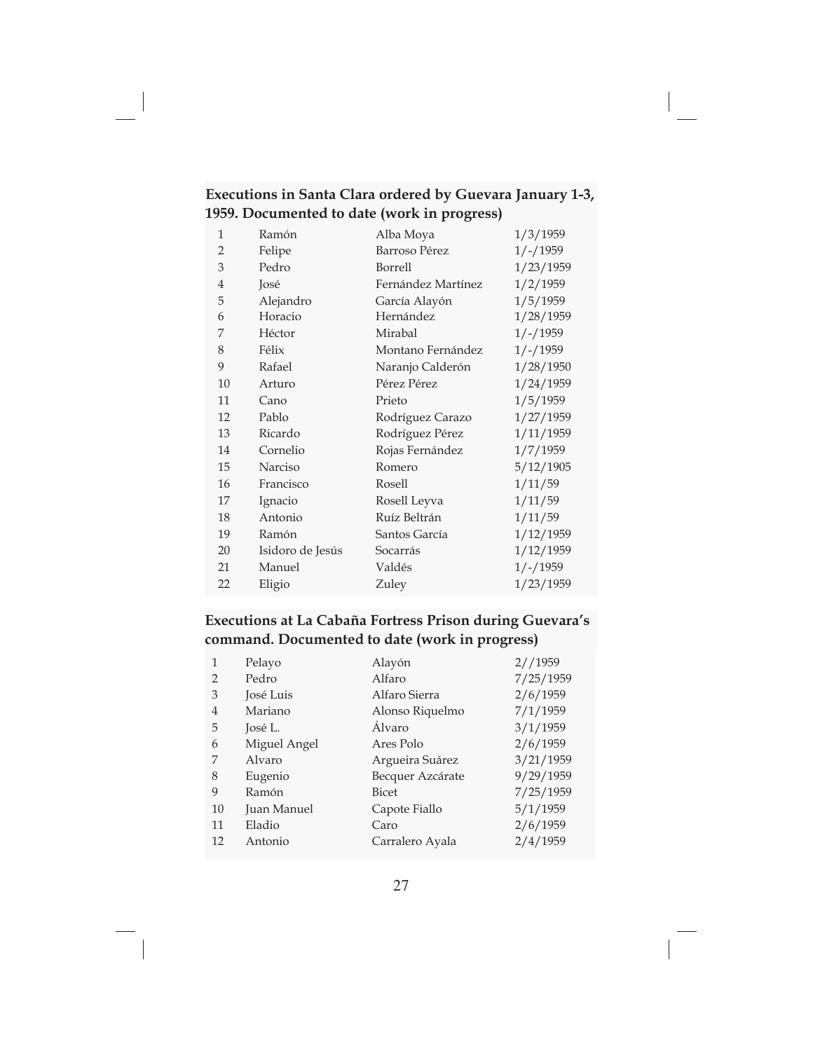**Executions in Santa Clara ordered by Guevara January 1-3, 1959. Documented to date (work in progress)**

| | | | |
|---|---|---|---|
| 1 | Ramón | Alba Moya | 1/3/1959 |
| 2 | Felipe | Barroso Pérez | 1/-/1959 |
| 3 | Pedro | Borrell | 1/23/1959 |
| 4 | José | Fernández Martínez | 1/2/1959 |
| 5 | Alejandro | García Alayón | 1/5/1959 |
| 6 | Horacio | Hernández | 1/28/1959 |
| 7 | Héctor | Mirabal | 1/-/1959 |
| 8 | Félix | Montano Fernández | 1/-/1959 |
| 9 | Rafael | Naranjo Calderón | 1/28/1950 |
| 10 | Arturo | Pérez Pérez | 1/24/1959 |
| 11 | Cano | Prieto | 1/5/1959 |
| 12 | Pablo | Rodríguez Carazo | 1/27/1959 |
| 13 | Ricardo | Rodríguez Pérez | 1/11/1959 |
| 14 | Cornelio | Rojas Fernández | 1/7/1959 |
| 15 | Narciso | Romero | 5/12/1905 |
| 16 | Francisco | Rosell | 1/11/59 |
| 17 | Ignacio | Rosell Leyva | 1/11/59 |
| 18 | Antonio | Ruíz Beltrán | 1/11/59 |
| 19 | Ramón | Santos García | 1/12/1959 |
| 20 | Isidoro de Jesús | Socarrás | 1/12/1959 |
| 21 | Manuel | Valdés | 1/-/1959 |
| 22 | Eligio | Zuley | 1/23/1959 |

**Executions at La Cabaña Fortress Prison during Guevara's command. Documented to date (work in progress)**

| | | | |
|---|---|---|---|
| 1 | Pelayo | Alayón | 2//1959 |
| 2 | Pedro | Alfaro | 7/25/1959 |
| 3 | José Luis | Alfaro Sierra | 2/6/1959 |
| 4 | Mariano | Alonso Riquelmo | 7/1/1959 |
| 5 | José L. | Álvaro | 3/1/1959 |
| 6 | Miguel Angel | Ares Polo | 2/6/1959 |
| 7 | Alvaro | Argueira Suárez | 3/21/1959 |
| 8 | Eugenio | Becquer Azcárate | 9/29/1959 |
| 9 | Ramón | Bicet | 7/25/1959 |
| 10 | Juan Manuel | Capote Fiallo | 5/1/1959 |
| 11 | Eladio | Caro | 2/6/1959 |
| 12 | Antonio | Carralero Ayala | 2/4/1959 |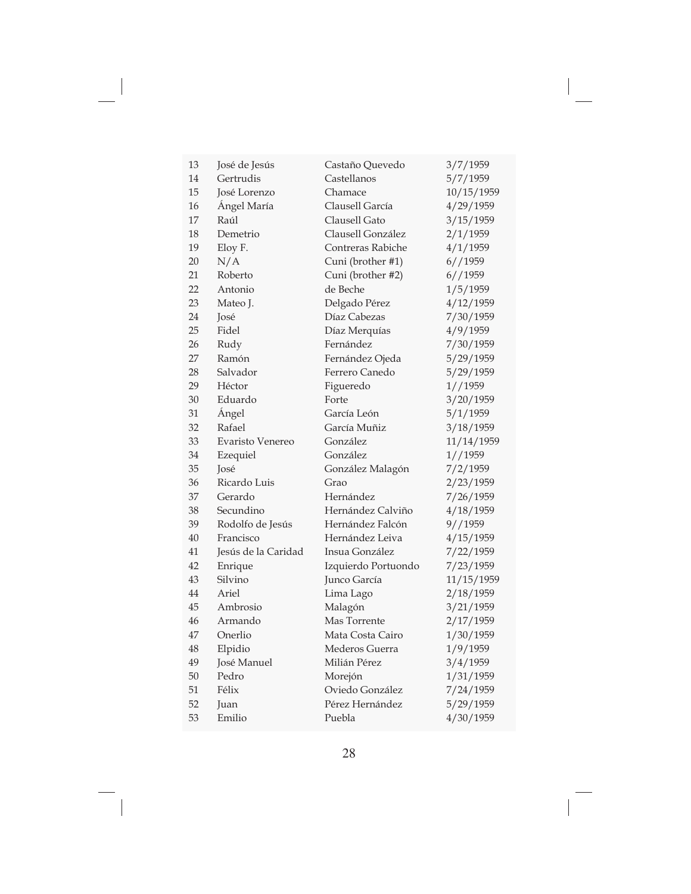| | | | |
|---|---|---|---|
| 13 | José de Jesús | Castaño Quevedo | 3/7/1959 |
| 14 | Gertrudis | Castellanos | 5/7/1959 |
| 15 | José Lorenzo | Chamace | 10/15/1959 |
| 16 | Ángel María | Clausell García | 4/29/1959 |
| 17 | Raúl | Clausell Gato | 3/15/1959 |
| 18 | Demetrio | Clausell González | 2/1/1959 |
| 19 | Eloy F. | Contreras Rabiche | 4/1/1959 |
| 20 | N/A | Cuni (brother #1) | 6//1959 |
| 21 | Roberto | Cuni (brother #2) | 6//1959 |
| 22 | Antonio | de Beche | 1/5/1959 |
| 23 | Mateo J. | Delgado Pérez | 4/12/1959 |
| 24 | José | Díaz Cabezas | 7/30/1959 |
| 25 | Fidel | Díaz Merquías | 4/9/1959 |
| 26 | Rudy | Fernández | 7/30/1959 |
| 27 | Ramón | Fernández Ojeda | 5/29/1959 |
| 28 | Salvador | Ferrero Canedo | 5/29/1959 |
| 29 | Héctor | Figueredo | 1//1959 |
| 30 | Eduardo | Forte | 3/20/1959 |
| 31 | Ángel | García León | 5/1/1959 |
| 32 | Rafael | García Muñiz | 3/18/1959 |
| 33 | Evaristo Venereo | González | 11/14/1959 |
| 34 | Ezequiel | González | 1//1959 |
| 35 | José | González Malagón | 7/2/1959 |
| 36 | Ricardo Luis | Grao | 2/23/1959 |
| 37 | Gerardo | Hernández | 7/26/1959 |
| 38 | Secundino | Hernández Calviño | 4/18/1959 |
| 39 | Rodolfo de Jesús | Hernández Falcón | 9//1959 |
| 40 | Francisco | Hernández Leiva | 4/15/1959 |
| 41 | Jesús de la Caridad | Insua González | 7/22/1959 |
| 42 | Enrique | Izquierdo Portuondo | 7/23/1959 |
| 43 | Silvino | Junco García | 11/15/1959 |
| 44 | Ariel | Lima Lago | 2/18/1959 |
| 45 | Ambrosio | Malagón | 3/21/1959 |
| 46 | Armando | Mas Torrente | 2/17/1959 |
| 47 | Onerlio | Mata Costa Cairo | 1/30/1959 |
| 48 | Elpidio | Mederos Guerra | 1/9/1959 |
| 49 | José Manuel | Milián Pérez | 3/4/1959 |
| 50 | Pedro | Morejón | 1/31/1959 |
| 51 | Félix | Oviedo González | 7/24/1959 |
| 52 | Juan | Pérez Hernández | 5/29/1959 |
| 53 | Emilio | Puebla | 4/30/1959 |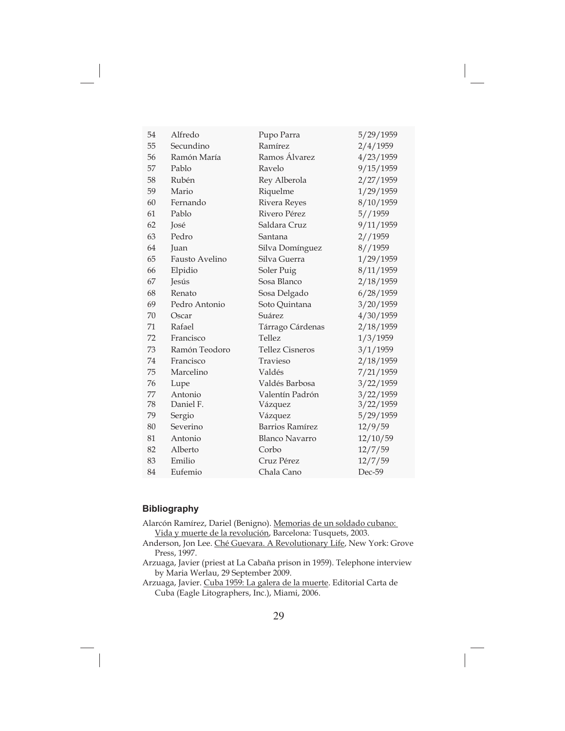| | | | |
|---|---|---|---|
| 54 | Alfredo | Pupo Parra | 5/29/1959 |
| 55 | Secundino | Ramírez | 2/4/1959 |
| 56 | Ramón María | Ramos Álvarez | 4/23/1959 |
| 57 | Pablo | Ravelo | 9/15/1959 |
| 58 | Rubén | Rey Alberola | 2/27/1959 |
| 59 | Mario | Riquelme | 1/29/1959 |
| 60 | Fernando | Rivera Reyes | 8/10/1959 |
| 61 | Pablo | Rivero Pérez | 5//1959 |
| 62 | José | Saldara Cruz | 9/11/1959 |
| 63 | Pedro | Santana | 2//1959 |
| 64 | Juan | Silva Domínguez | 8//1959 |
| 65 | Fausto Avelino | Silva Guerra | 1/29/1959 |
| 66 | Elpidio | Soler Puig | 8/11/1959 |
| 67 | Jesús | Sosa Blanco | 2/18/1959 |
| 68 | Renato | Sosa Delgado | 6/28/1959 |
| 69 | Pedro Antonio | Soto Quintana | 3/20/1959 |
| 70 | Oscar | Suárez | 4/30/1959 |
| 71 | Rafael | Tárrago Cárdenas | 2/18/1959 |
| 72 | Francisco | Tellez | 1/3/1959 |
| 73 | Ramón Teodoro | Tellez Cisneros | 3/1/1959 |
| 74 | Francisco | Travieso | 2/18/1959 |
| 75 | Marcelino | Valdés | 7/21/1959 |
| 76 | Lupe | Valdés Barbosa | 3/22/1959 |
| 77 | Antonio | Valentín Padrón | 3/22/1959 |
| 78 | Daniel F. | Vázquez | 3/22/1959 |
| 79 | Sergio | Vázquez | 5/29/1959 |
| 80 | Severino | Barrios Ramírez | 12/9/59 |
| 81 | Antonio | Blanco Navarro | 12/10/59 |
| 82 | Alberto | Corbo | 12/7/59 |
| 83 | Emilio | Cruz Pérez | 12/7/59 |
| 84 | Eufemio | Chala Cano | Dec-59 |

## Bibliography

Alarcón Ramírez, Dariel (Benigno). Memorias de un soldado cubano: Vida y muerte de la revolución, Barcelona: Tusquets, 2003.

Anderson, Jon Lee. Ché Guevara. A Revolutionary Life, New York: Grove Press, 1997.

Arzuaga, Javier (priest at La Cabaña prison in 1959). Telephone interview by Maria Werlau, 29 September 2009.

Arzuaga, Javier. Cuba 1959: La galera de la muerte. Editorial Carta de Cuba (Eagle Litographers, Inc.), Miami, 2006.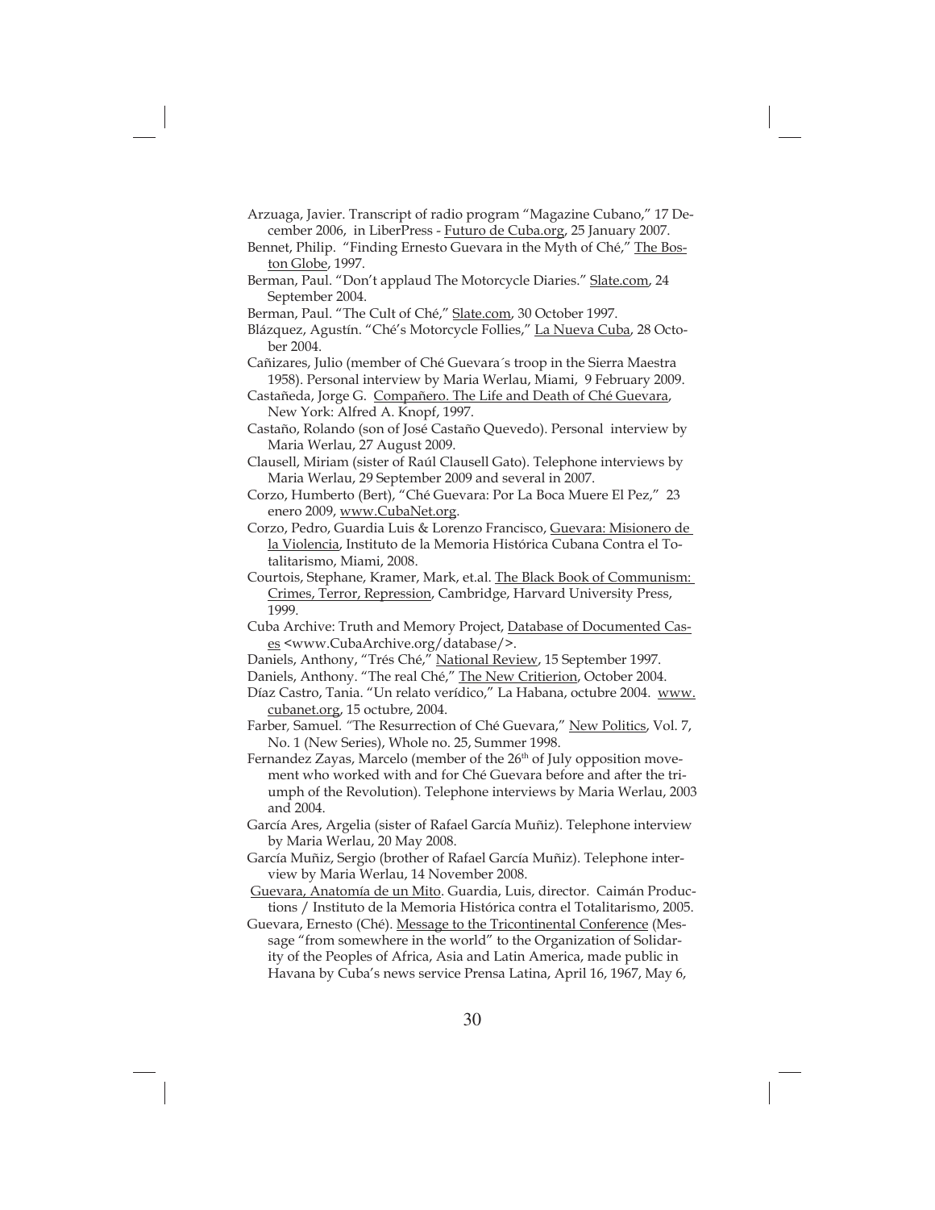Arzuaga, Javier. Transcript of radio program "Magazine Cubano," 17 December 2006, in LiberPress - Futuro de Cuba.org, 25 January 2007.

Bennet, Philip. "Finding Ernesto Guevara in the Myth of Ché," The Boston Globe, 1997.

Berman, Paul. "Don't applaud The Motorcycle Diaries." Slate.com, 24 September 2004.

Berman, Paul. "The Cult of Ché," Slate.com, 30 October 1997.

Blázquez, Agustín. "Ché's Motorcycle Follies," La Nueva Cuba, 28 October 2004.

Cañizares, Julio (member of Ché Guevara´s troop in the Sierra Maestra 1958). Personal interview by Maria Werlau, Miami, 9 February 2009.

Castañeda, Jorge G. Compañero. The Life and Death of Ché Guevara, New York: Alfred A. Knopf, 1997.

Castaño, Rolando (son of José Castaño Quevedo). Personal interview by Maria Werlau, 27 August 2009.

Clausell, Miriam (sister of Raúl Clausell Gato). Telephone interviews by Maria Werlau, 29 September 2009 and several in 2007.

Corzo, Humberto (Bert), "Ché Guevara: Por La Boca Muere El Pez," 23 enero 2009, www.CubaNet.org.

Corzo, Pedro, Guardia Luis & Lorenzo Francisco, Guevara: Misionero de la Violencia, Instituto de la Memoria Histórica Cubana Contra el Totalitarismo, Miami, 2008.

Courtois, Stephane, Kramer, Mark, et.al. The Black Book of Communism: Crimes, Terror, Repression, Cambridge, Harvard University Press, 1999.

Cuba Archive: Truth and Memory Project, Database of Documented Cases <www.CubaArchive.org/database/>.

Daniels, Anthony, "Trés Ché," National Review, 15 September 1997.

Daniels, Anthony. "The real Ché," The New Critierion, October 2004.

Díaz Castro, Tania. "Un relato verídico," La Habana, octubre 2004. www.cubanet.org, 15 octubre, 2004.

Farber, Samuel. "The Resurrection of Ché Guevara," New Politics, Vol. 7, No. 1 (New Series), Whole no. 25, Summer 1998.

Fernandez Zayas, Marcelo (member of the 26th of July opposition movement who worked with and for Ché Guevara before and after the triumph of the Revolution). Telephone interviews by Maria Werlau, 2003 and 2004.

García Ares, Argelia (sister of Rafael García Muñiz). Telephone interview by Maria Werlau, 20 May 2008.

García Muñiz, Sergio (brother of Rafael García Muñiz). Telephone interview by Maria Werlau, 14 November 2008.

Guevara, Anatomía de un Mito. Guardia, Luis, director. Caimán Productions / Instituto de la Memoria Histórica contra el Totalitarismo, 2005.

Guevara, Ernesto (Ché). Message to the Tricontinental Conference (Message "from somewhere in the world" to the Organization of Solidarity of the Peoples of Africa, Asia and Latin America, made public in Havana by Cuba's news service Prensa Latina, April 16, 1967, May 6,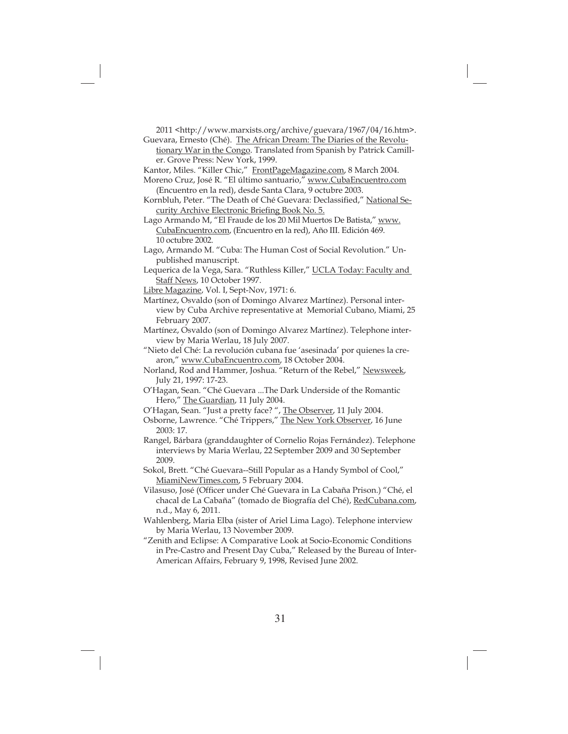2011 <http://www.marxists.org/archive/guevara/1967/04/16.htm>.

Guevara, Ernesto (Ché). The African Dream: The Diaries of the Revolutionary War in the Congo. Translated from Spanish by Patrick Camiller. Grove Press: New York, 1999.

Kantor, Miles. "Killer Chic," FrontPageMagazine.com, 8 March 2004.

Moreno Cruz, José R. "El último santuario," www.CubaEncuentro.com (Encuentro en la red), desde Santa Clara, 9 octubre 2003.

Kornbluh, Peter. "The Death of Ché Guevara: Declassified," National Security Archive Electronic Briefing Book No. 5.

Lago Armando M, "El Fraude de los 20 Mil Muertos De Batista," www.CubaEncuentro.com, (Encuentro en la red), Año III. Edición 469. 10 octubre 2002.

Lago, Armando M. "Cuba: The Human Cost of Social Revolution." Unpublished manuscript.

Lequerica de la Vega, Sara. "Ruthless Killer," UCLA Today: Faculty and Staff News, 10 October 1997.

Libre Magazine, Vol. I, Sept-Nov, 1971: 6.

Martínez, Osvaldo (son of Domingo Alvarez Martínez). Personal interview by Cuba Archive representative at Memorial Cubano, Miami, 25 February 2007.

Martínez, Osvaldo (son of Domingo Alvarez Martínez). Telephone interview by Maria Werlau, 18 July 2007.

"Nieto del Ché: La revolución cubana fue 'asesinada' por quienes la crearon," www.CubaEncuentro.com, 18 October 2004.

Norland, Rod and Hammer, Joshua. "Return of the Rebel," Newsweek, July 21, 1997: 17-23.

O'Hagan, Sean. "Ché Guevara ...The Dark Underside of the Romantic Hero," The Guardian, 11 July 2004.

O'Hagan, Sean. "Just a pretty face? ", The Observer, 11 July 2004.

Osborne, Lawrence. "Ché Trippers," The New York Observer, 16 June 2003: 17.

Rangel, Bárbara (granddaughter of Cornelio Rojas Fernández). Telephone interviews by Maria Werlau, 22 September 2009 and 30 September 2009.

Sokol, Brett. "Ché Guevara--Still Popular as a Handy Symbol of Cool," MiamiNewTimes.com, 5 February 2004.

Vilasuso, José (Officer under Ché Guevara in La Cabaña Prison.) "Ché, el chacal de La Cabaña" (tomado de Biografía del Ché), RedCubana.com, n.d., May 6, 2011.

Wahlenberg, Maria Elba (sister of Ariel Lima Lago). Telephone interview by Maria Werlau, 13 November 2009.

"Zenith and Eclipse: A Comparative Look at Socio-Economic Conditions in Pre-Castro and Present Day Cuba," Released by the Bureau of Inter-American Affairs, February 9, 1998, Revised June 2002.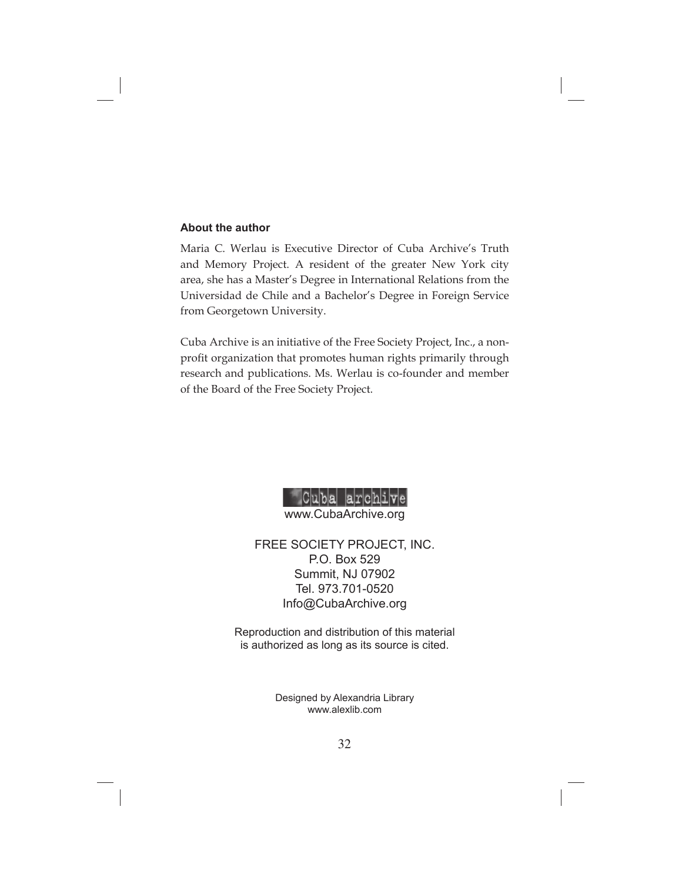**About the author**

Maria C. Werlau is Executive Director of Cuba Archive's Truth and Memory Project. A resident of the greater New York city area, she has a Master's Degree in International Relations from the Universidad de Chile and a Bachelor's Degree in Foreign Service from Georgetown University.

Cuba Archive is an initiative of the Free Society Project, Inc., a non-profit organization that promotes human rights primarily through research and publications. Ms. Werlau is co-founder and member of the Board of the Free Society Project.

Cuba archive

www.CubaArchive.org

FREE SOCIETY PROJECT, INC.
P.O. Box 529
Summit, NJ 07902
Tel. 973.701-0520
Info@CubaArchive.org

Reproduction and distribution of this material is authorized as long as its source is cited.

Designed by Alexandria Library
www.alexlib.com